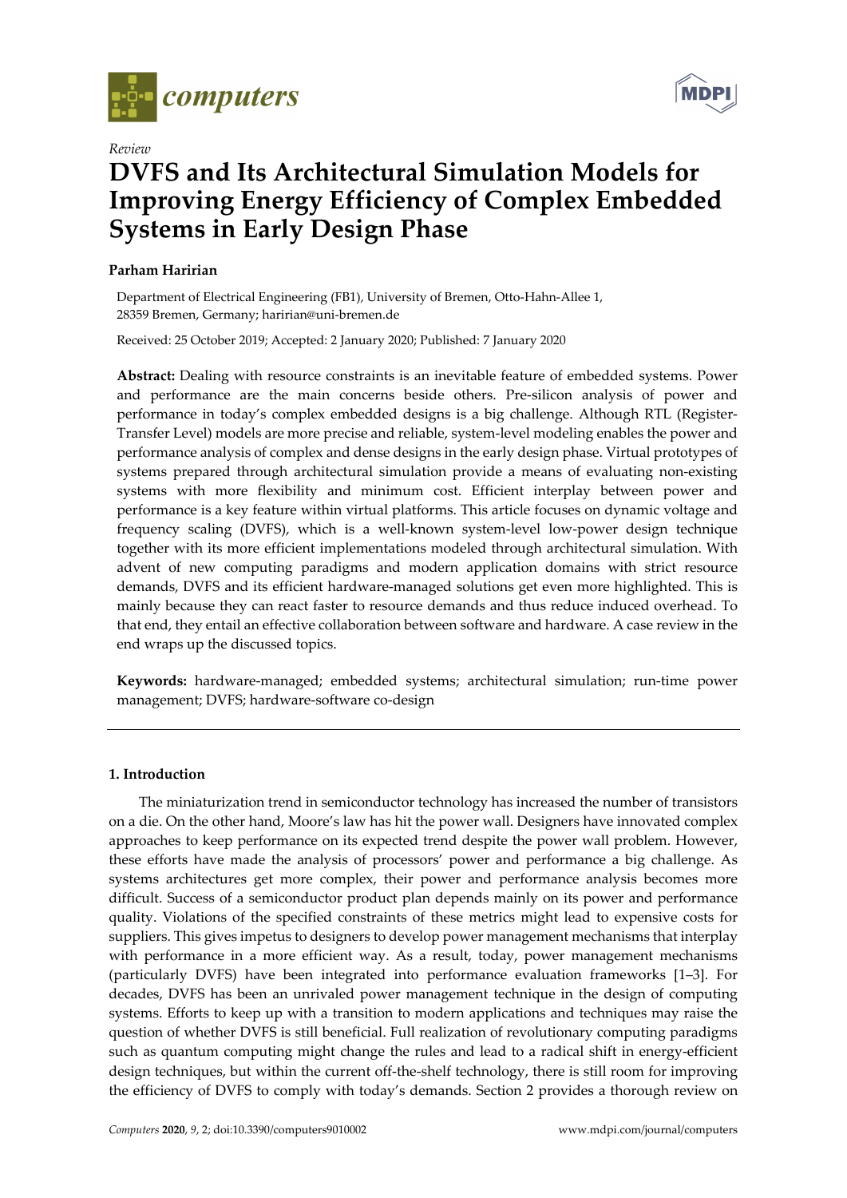*Review*

# DVFS and Its Architectural Simulation Models for Improving Energy Efficiency of Complex Embedded Systems in Early Design Phase

**Parham Haririan**

Department of Electrical Engineering (FB1), University of Bremen, Otto-Hahn-Allee 1, 28359 Bremen, Germany; haririan@uni-bremen.de

Received: 25 October 2019; Accepted: 2 January 2020; Published: 7 January 2020

**Abstract:** Dealing with resource constraints is an inevitable feature of embedded systems. Power and performance are the main concerns beside others. Pre-silicon analysis of power and performance in today's complex embedded designs is a big challenge. Although RTL (Register-Transfer Level) models are more precise and reliable, system-level modeling enables the power and performance analysis of complex and dense designs in the early design phase. Virtual prototypes of systems prepared through architectural simulation provide a means of evaluating non-existing systems with more flexibility and minimum cost. Efficient interplay between power and performance is a key feature within virtual platforms. This article focuses on dynamic voltage and frequency scaling (DVFS), which is a well-known system-level low-power design technique together with its more efficient implementations modeled through architectural simulation. With advent of new computing paradigms and modern application domains with strict resource demands, DVFS and its efficient hardware-managed solutions get even more highlighted. This is mainly because they can react faster to resource demands and thus reduce induced overhead. To that end, they entail an effective collaboration between software and hardware. A case review in the end wraps up the discussed topics.

**Keywords:** hardware-managed; embedded systems; architectural simulation; run-time power management; DVFS; hardware-software co-design

## 1. Introduction

The miniaturization trend in semiconductor technology has increased the number of transistors on a die. On the other hand, Moore's law has hit the power wall. Designers have innovated complex approaches to keep performance on its expected trend despite the power wall problem. However, these efforts have made the analysis of processors' power and performance a big challenge. As systems architectures get more complex, their power and performance analysis becomes more difficult. Success of a semiconductor product plan depends mainly on its power and performance quality. Violations of the specified constraints of these metrics might lead to expensive costs for suppliers. This gives impetus to designers to develop power management mechanisms that interplay with performance in a more efficient way. As a result, today, power management mechanisms (particularly DVFS) have been integrated into performance evaluation frameworks [1–3]. For decades, DVFS has been an unrivaled power management technique in the design of computing systems. Efforts to keep up with a transition to modern applications and techniques may raise the question of whether DVFS is still beneficial. Full realization of revolutionary computing paradigms such as quantum computing might change the rules and lead to a radical shift in energy-efficient design techniques, but within the current off-the-shelf technology, there is still room for improving the efficiency of DVFS to comply with today's demands. Section 2 provides a thorough review on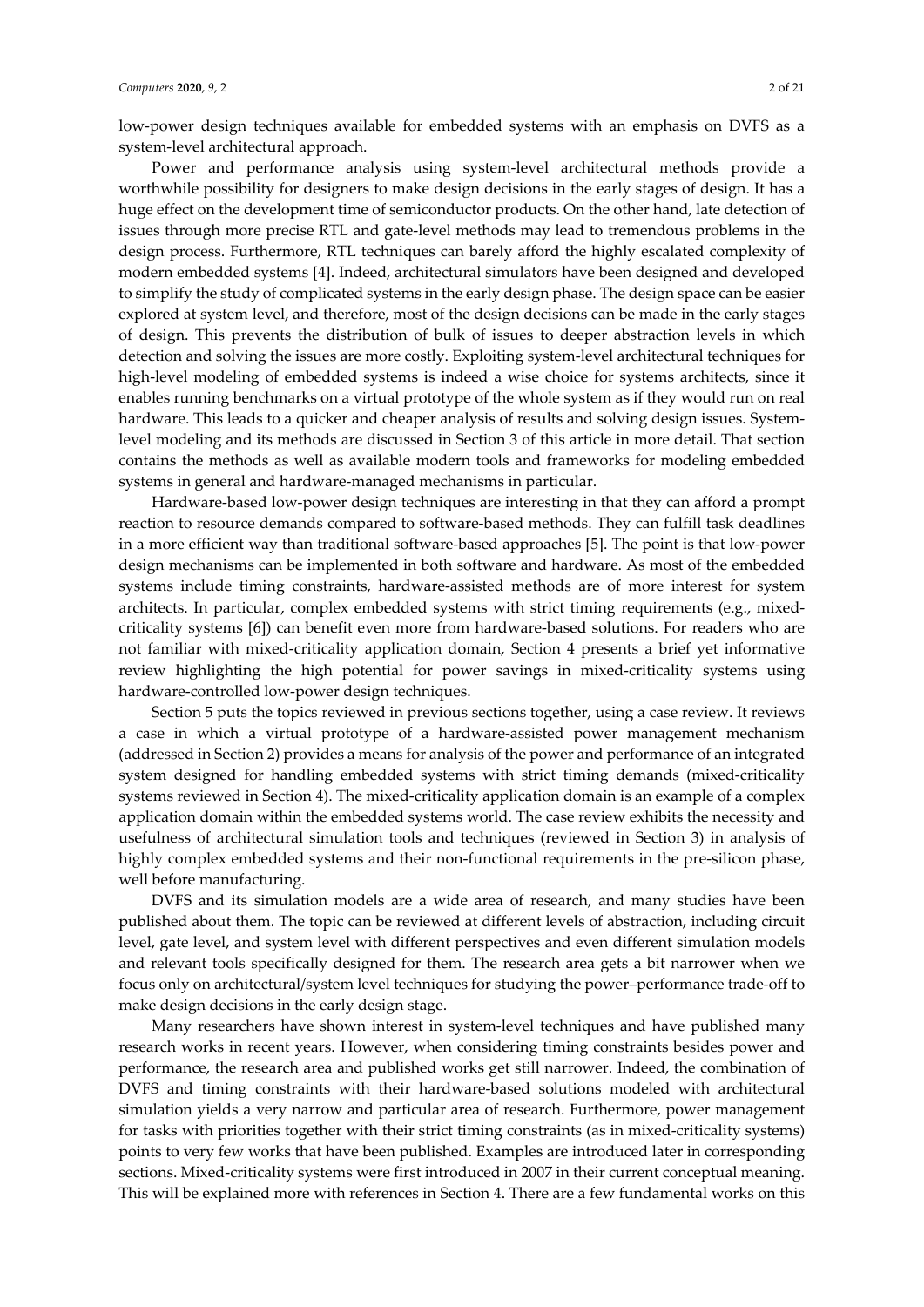low-power design techniques available for embedded systems with an emphasis on DVFS as a system-level architectural approach.

Power and performance analysis using system-level architectural methods provide a worthwhile possibility for designers to make design decisions in the early stages of design. It has a huge effect on the development time of semiconductor products. On the other hand, late detection of issues through more precise RTL and gate-level methods may lead to tremendous problems in the design process. Furthermore, RTL techniques can barely afford the highly escalated complexity of modern embedded systems [4]. Indeed, architectural simulators have been designed and developed to simplify the study of complicated systems in the early design phase. The design space can be easier explored at system level, and therefore, most of the design decisions can be made in the early stages of design. This prevents the distribution of bulk of issues to deeper abstraction levels in which detection and solving the issues are more costly. Exploiting system-level architectural techniques for high-level modeling of embedded systems is indeed a wise choice for systems architects, since it enables running benchmarks on a virtual prototype of the whole system as if they would run on real hardware. This leads to a quicker and cheaper analysis of results and solving design issues. System-level modeling and its methods are discussed in Section 3 of this article in more detail. That section contains the methods as well as available modern tools and frameworks for modeling embedded systems in general and hardware-managed mechanisms in particular.

Hardware-based low-power design techniques are interesting in that they can afford a prompt reaction to resource demands compared to software-based methods. They can fulfill task deadlines in a more efficient way than traditional software-based approaches [5]. The point is that low-power design mechanisms can be implemented in both software and hardware. As most of the embedded systems include timing constraints, hardware-assisted methods are of more interest for system architects. In particular, complex embedded systems with strict timing requirements (e.g., mixed-criticality systems [6]) can benefit even more from hardware-based solutions. For readers who are not familiar with mixed-criticality application domain, Section 4 presents a brief yet informative review highlighting the high potential for power savings in mixed-criticality systems using hardware-controlled low-power design techniques.

Section 5 puts the topics reviewed in previous sections together, using a case review. It reviews a case in which a virtual prototype of a hardware-assisted power management mechanism (addressed in Section 2) provides a means for analysis of the power and performance of an integrated system designed for handling embedded systems with strict timing demands (mixed-criticality systems reviewed in Section 4). The mixed-criticality application domain is an example of a complex application domain within the embedded systems world. The case review exhibits the necessity and usefulness of architectural simulation tools and techniques (reviewed in Section 3) in analysis of highly complex embedded systems and their non-functional requirements in the pre-silicon phase, well before manufacturing.

DVFS and its simulation models are a wide area of research, and many studies have been published about them. The topic can be reviewed at different levels of abstraction, including circuit level, gate level, and system level with different perspectives and even different simulation models and relevant tools specifically designed for them. The research area gets a bit narrower when we focus only on architectural/system level techniques for studying the power–performance trade-off to make design decisions in the early design stage.

Many researchers have shown interest in system-level techniques and have published many research works in recent years. However, when considering timing constraints besides power and performance, the research area and published works get still narrower. Indeed, the combination of DVFS and timing constraints with their hardware-based solutions modeled with architectural simulation yields a very narrow and particular area of research. Furthermore, power management for tasks with priorities together with their strict timing constraints (as in mixed-criticality systems) points to very few works that have been published. Examples are introduced later in corresponding sections. Mixed-criticality systems were first introduced in 2007 in their current conceptual meaning. This will be explained more with references in Section 4. There are a few fundamental works on this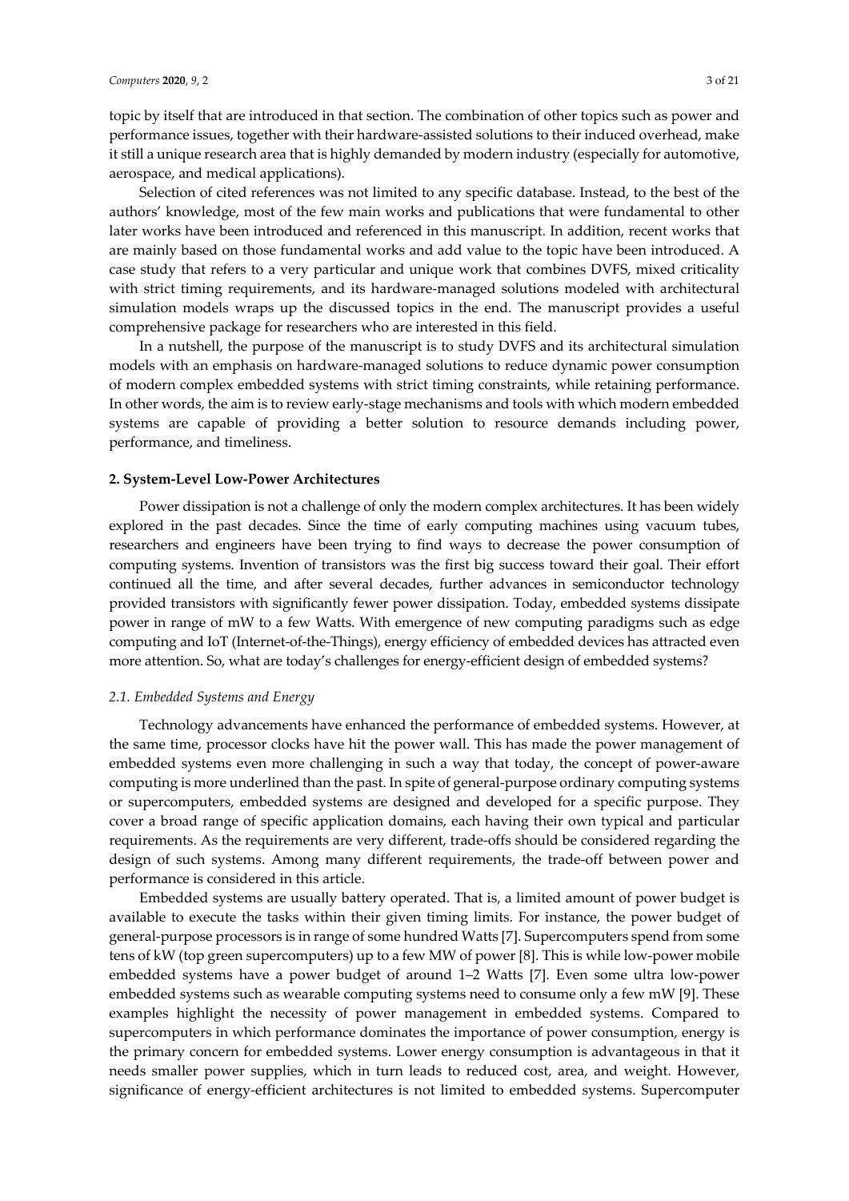topic by itself that are introduced in that section. The combination of other topics such as power and performance issues, together with their hardware-assisted solutions to their induced overhead, make it still a unique research area that is highly demanded by modern industry (especially for automotive, aerospace, and medical applications).

Selection of cited references was not limited to any specific database. Instead, to the best of the authors' knowledge, most of the few main works and publications that were fundamental to other later works have been introduced and referenced in this manuscript. In addition, recent works that are mainly based on those fundamental works and add value to the topic have been introduced. A case study that refers to a very particular and unique work that combines DVFS, mixed criticality with strict timing requirements, and its hardware-managed solutions modeled with architectural simulation models wraps up the discussed topics in the end. The manuscript provides a useful comprehensive package for researchers who are interested in this field.

In a nutshell, the purpose of the manuscript is to study DVFS and its architectural simulation models with an emphasis on hardware-managed solutions to reduce dynamic power consumption of modern complex embedded systems with strict timing constraints, while retaining performance. In other words, the aim is to review early-stage mechanisms and tools with which modern embedded systems are capable of providing a better solution to resource demands including power, performance, and timeliness.

## 2. System-Level Low-Power Architectures

Power dissipation is not a challenge of only the modern complex architectures. It has been widely explored in the past decades. Since the time of early computing machines using vacuum tubes, researchers and engineers have been trying to find ways to decrease the power consumption of computing systems. Invention of transistors was the first big success toward their goal. Their effort continued all the time, and after several decades, further advances in semiconductor technology provided transistors with significantly fewer power dissipation. Today, embedded systems dissipate power in range of mW to a few Watts. With emergence of new computing paradigms such as edge computing and IoT (Internet-of-the-Things), energy efficiency of embedded devices has attracted even more attention. So, what are today's challenges for energy-efficient design of embedded systems?

### *2.1. Embedded Systems and Energy*

Technology advancements have enhanced the performance of embedded systems. However, at the same time, processor clocks have hit the power wall. This has made the power management of embedded systems even more challenging in such a way that today, the concept of power-aware computing is more underlined than the past. In spite of general-purpose ordinary computing systems or supercomputers, embedded systems are designed and developed for a specific purpose. They cover a broad range of specific application domains, each having their own typical and particular requirements. As the requirements are very different, trade-offs should be considered regarding the design of such systems. Among many different requirements, the trade-off between power and performance is considered in this article.

Embedded systems are usually battery operated. That is, a limited amount of power budget is available to execute the tasks within their given timing limits. For instance, the power budget of general-purpose processors is in range of some hundred Watts [7]. Supercomputers spend from some tens of kW (top green supercomputers) up to a few MW of power [8]. This is while low-power mobile embedded systems have a power budget of around 1–2 Watts [7]. Even some ultra low-power embedded systems such as wearable computing systems need to consume only a few mW [9]. These examples highlight the necessity of power management in embedded systems. Compared to supercomputers in which performance dominates the importance of power consumption, energy is the primary concern for embedded systems. Lower energy consumption is advantageous in that it needs smaller power supplies, which in turn leads to reduced cost, area, and weight. However, significance of energy-efficient architectures is not limited to embedded systems. Supercomputer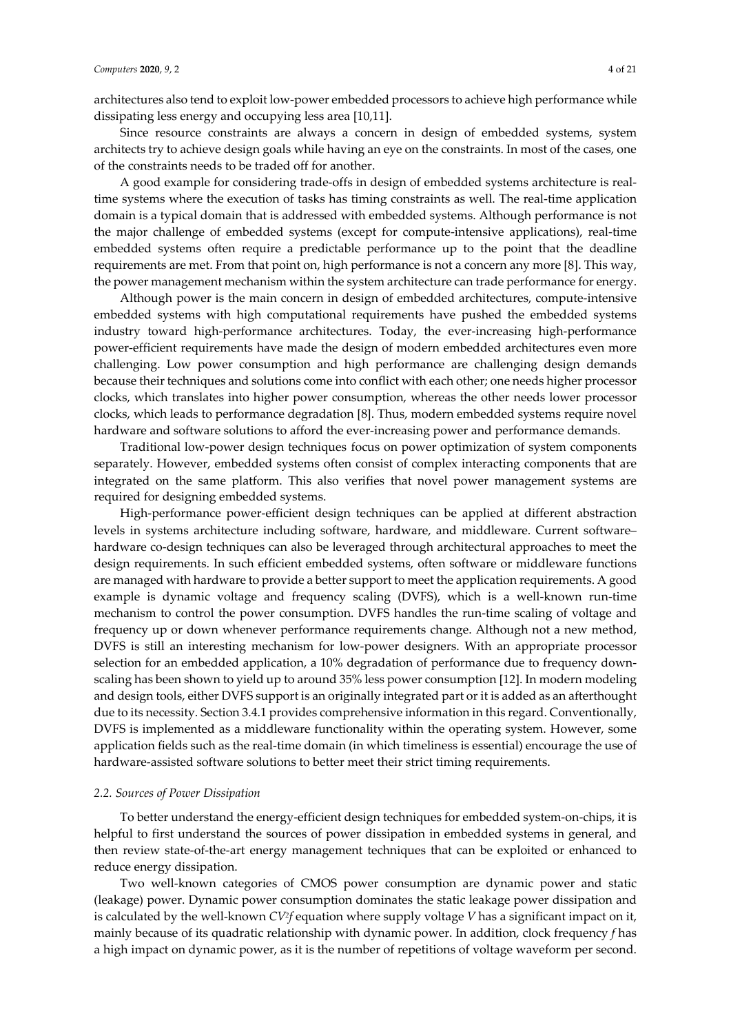architectures also tend to exploit low-power embedded processors to achieve high performance while dissipating less energy and occupying less area [10,11].

Since resource constraints are always a concern in design of embedded systems, system architects try to achieve design goals while having an eye on the constraints. In most of the cases, one of the constraints needs to be traded off for another.

A good example for considering trade-offs in design of embedded systems architecture is real-time systems where the execution of tasks has timing constraints as well. The real-time application domain is a typical domain that is addressed with embedded systems. Although performance is not the major challenge of embedded systems (except for compute-intensive applications), real-time embedded systems often require a predictable performance up to the point that the deadline requirements are met. From that point on, high performance is not a concern any more [8]. This way, the power management mechanism within the system architecture can trade performance for energy.

Although power is the main concern in design of embedded architectures, compute-intensive embedded systems with high computational requirements have pushed the embedded systems industry toward high-performance architectures. Today, the ever-increasing high-performance power-efficient requirements have made the design of modern embedded architectures even more challenging. Low power consumption and high performance are challenging design demands because their techniques and solutions come into conflict with each other; one needs higher processor clocks, which translates into higher power consumption, whereas the other needs lower processor clocks, which leads to performance degradation [8]. Thus, modern embedded systems require novel hardware and software solutions to afford the ever-increasing power and performance demands.

Traditional low-power design techniques focus on power optimization of system components separately. However, embedded systems often consist of complex interacting components that are integrated on the same platform. This also verifies that novel power management systems are required for designing embedded systems.

High-performance power-efficient design techniques can be applied at different abstraction levels in systems architecture including software, hardware, and middleware. Current software–hardware co-design techniques can also be leveraged through architectural approaches to meet the design requirements. In such efficient embedded systems, often software or middleware functions are managed with hardware to provide a better support to meet the application requirements. A good example is dynamic voltage and frequency scaling (DVFS), which is a well-known run-time mechanism to control the power consumption. DVFS handles the run-time scaling of voltage and frequency up or down whenever performance requirements change. Although not a new method, DVFS is still an interesting mechanism for low-power designers. With an appropriate processor selection for an embedded application, a 10% degradation of performance due to frequency down-scaling has been shown to yield up to around 35% less power consumption [12]. In modern modeling and design tools, either DVFS support is an originally integrated part or it is added as an afterthought due to its necessity. Section 3.4.1 provides comprehensive information in this regard. Conventionally, DVFS is implemented as a middleware functionality within the operating system. However, some application fields such as the real-time domain (in which timeliness is essential) encourage the use of hardware-assisted software solutions to better meet their strict timing requirements.

### *2.2. Sources of Power Dissipation*

To better understand the energy-efficient design techniques for embedded system-on-chips, it is helpful to first understand the sources of power dissipation in embedded systems in general, and then review state-of-the-art energy management techniques that can be exploited or enhanced to reduce energy dissipation.

Two well-known categories of CMOS power consumption are dynamic power and static (leakage) power. Dynamic power consumption dominates the static leakage power dissipation and is calculated by the well-known $CV^2f$ equation where supply voltage $V$ has a significant impact on it, mainly because of its quadratic relationship with dynamic power. In addition, clock frequency $f$ has a high impact on dynamic power, as it is the number of repetitions of voltage waveform per second.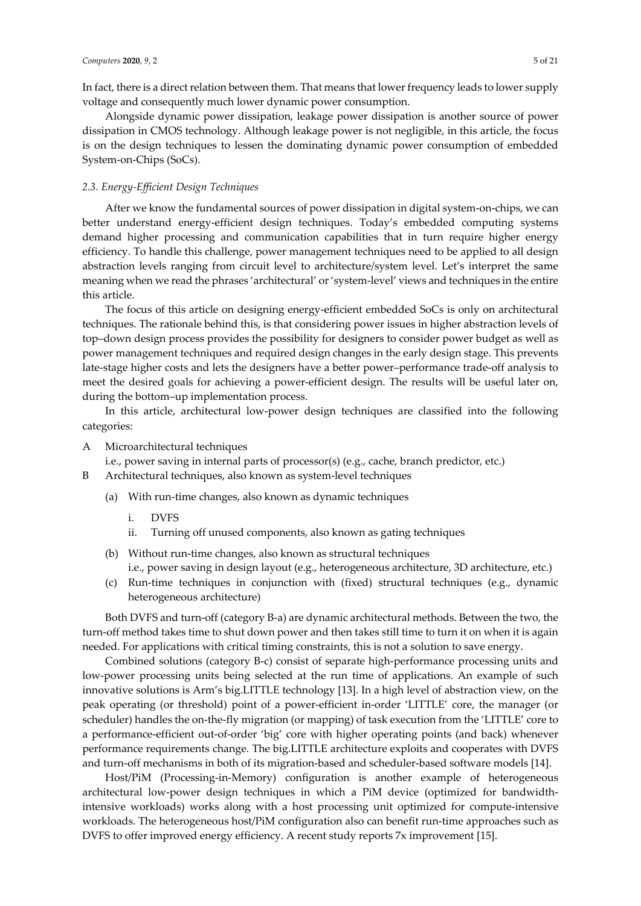In fact, there is a direct relation between them. That means that lower frequency leads to lower supply voltage and consequently much lower dynamic power consumption.

Alongside dynamic power dissipation, leakage power dissipation is another source of power dissipation in CMOS technology. Although leakage power is not negligible, in this article, the focus is on the design techniques to lessen the dominating dynamic power consumption of embedded System-on-Chips (SoCs).

### *2.3. Energy-Efficient Design Techniques*

After we know the fundamental sources of power dissipation in digital system-on-chips, we can better understand energy-efficient design techniques. Today's embedded computing systems demand higher processing and communication capabilities that in turn require higher energy efficiency. To handle this challenge, power management techniques need to be applied to all design abstraction levels ranging from circuit level to architecture/system level. Let's interpret the same meaning when we read the phrases 'architectural' or 'system-level' views and techniques in the entire this article.

The focus of this article on designing energy-efficient embedded SoCs is only on architectural techniques. The rationale behind this, is that considering power issues in higher abstraction levels of top–down design process provides the possibility for designers to consider power budget as well as power management techniques and required design changes in the early design stage. This prevents late-stage higher costs and lets the designers have a better power–performance trade-off analysis to meet the desired goals for achieving a power-efficient design. The results will be useful later on, during the bottom–up implementation process.

In this article, architectural low-power design techniques are classified into the following categories:

- A Microarchitectural techniques
  i.e., power saving in internal parts of processor(s) (e.g., cache, branch predictor, etc.)
- B Architectural techniques, also known as system-level techniques
  - (a) With run-time changes, also known as dynamic techniques
    - i. DVFS
    - ii. Turning off unused components, also known as gating techniques
  - (b) Without run-time changes, also known as structural techniques
    i.e., power saving in design layout (e.g., heterogeneous architecture, 3D architecture, etc.)
  - (c) Run-time techniques in conjunction with (fixed) structural techniques (e.g., dynamic heterogeneous architecture)

Both DVFS and turn-off (category B-a) are dynamic architectural methods. Between the two, the turn-off method takes time to shut down power and then takes still time to turn it on when it is again needed. For applications with critical timing constraints, this is not a solution to save energy.

Combined solutions (category B-c) consist of separate high-performance processing units and low-power processing units being selected at the run time of applications. An example of such innovative solutions is Arm's big.LITTLE technology [13]. In a high level of abstraction view, on the peak operating (or threshold) point of a power-efficient in-order 'LITTLE' core, the manager (or scheduler) handles the on-the-fly migration (or mapping) of task execution from the 'LITTLE' core to a performance-efficient out-of-order 'big' core with higher operating points (and back) whenever performance requirements change. The big.LITTLE architecture exploits and cooperates with DVFS and turn-off mechanisms in both of its migration-based and scheduler-based software models [14].

Host/PiM (Processing-in-Memory) configuration is another example of heterogeneous architectural low-power design techniques in which a PiM device (optimized for bandwidth-intensive workloads) works along with a host processing unit optimized for compute-intensive workloads. The heterogeneous host/PiM configuration also can benefit run-time approaches such as DVFS to offer improved energy efficiency. A recent study reports 7x improvement [15].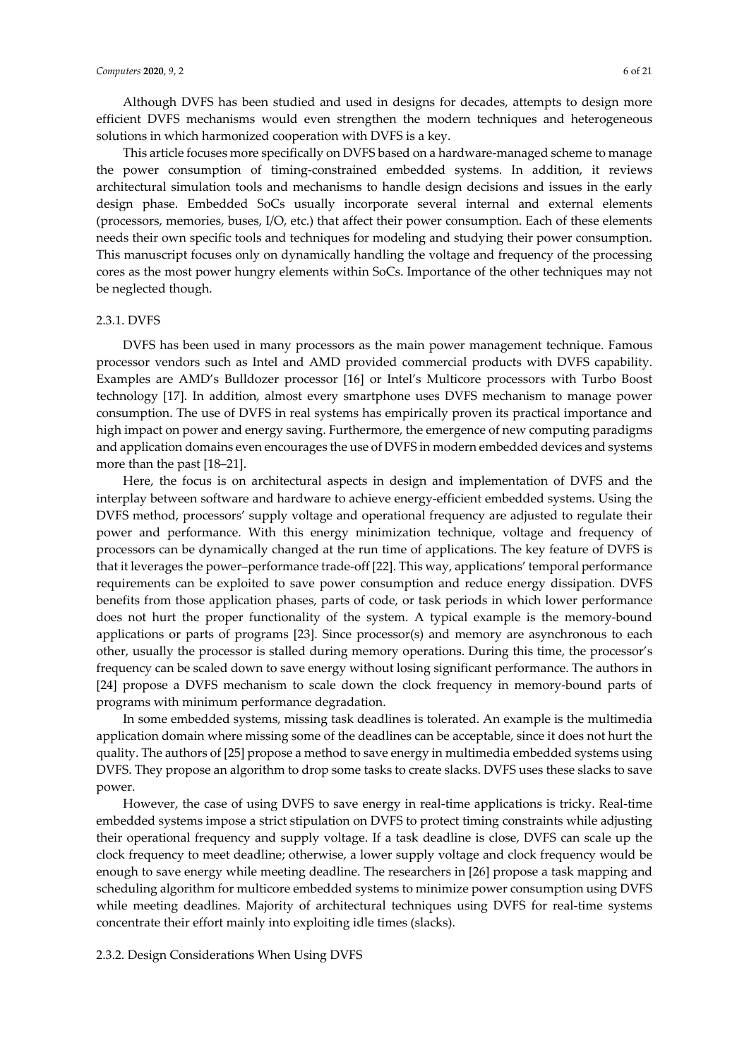Although DVFS has been studied and used in designs for decades, attempts to design more efficient DVFS mechanisms would even strengthen the modern techniques and heterogeneous solutions in which harmonized cooperation with DVFS is a key.

This article focuses more specifically on DVFS based on a hardware-managed scheme to manage the power consumption of timing-constrained embedded systems. In addition, it reviews architectural simulation tools and mechanisms to handle design decisions and issues in the early design phase. Embedded SoCs usually incorporate several internal and external elements (processors, memories, buses, I/O, etc.) that affect their power consumption. Each of these elements needs their own specific tools and techniques for modeling and studying their power consumption. This manuscript focuses only on dynamically handling the voltage and frequency of the processing cores as the most power hungry elements within SoCs. Importance of the other techniques may not be neglected though.

#### 2.3.1. DVFS

DVFS has been used in many processors as the main power management technique. Famous processor vendors such as Intel and AMD provided commercial products with DVFS capability. Examples are AMD's Bulldozer processor [16] or Intel's Multicore processors with Turbo Boost technology [17]. In addition, almost every smartphone uses DVFS mechanism to manage power consumption. The use of DVFS in real systems has empirically proven its practical importance and high impact on power and energy saving. Furthermore, the emergence of new computing paradigms and application domains even encourages the use of DVFS in modern embedded devices and systems more than the past [18–21].

Here, the focus is on architectural aspects in design and implementation of DVFS and the interplay between software and hardware to achieve energy-efficient embedded systems. Using the DVFS method, processors' supply voltage and operational frequency are adjusted to regulate their power and performance. With this energy minimization technique, voltage and frequency of processors can be dynamically changed at the run time of applications. The key feature of DVFS is that it leverages the power–performance trade-off [22]. This way, applications' temporal performance requirements can be exploited to save power consumption and reduce energy dissipation. DVFS benefits from those application phases, parts of code, or task periods in which lower performance does not hurt the proper functionality of the system. A typical example is the memory-bound applications or parts of programs [23]. Since processor(s) and memory are asynchronous to each other, usually the processor is stalled during memory operations. During this time, the processor's frequency can be scaled down to save energy without losing significant performance. The authors in [24] propose a DVFS mechanism to scale down the clock frequency in memory-bound parts of programs with minimum performance degradation.

In some embedded systems, missing task deadlines is tolerated. An example is the multimedia application domain where missing some of the deadlines can be acceptable, since it does not hurt the quality. The authors of [25] propose a method to save energy in multimedia embedded systems using DVFS. They propose an algorithm to drop some tasks to create slacks. DVFS uses these slacks to save power.

However, the case of using DVFS to save energy in real-time applications is tricky. Real-time embedded systems impose a strict stipulation on DVFS to protect timing constraints while adjusting their operational frequency and supply voltage. If a task deadline is close, DVFS can scale up the clock frequency to meet deadline; otherwise, a lower supply voltage and clock frequency would be enough to save energy while meeting deadline. The researchers in [26] propose a task mapping and scheduling algorithm for multicore embedded systems to minimize power consumption using DVFS while meeting deadlines. Majority of architectural techniques using DVFS for real-time systems concentrate their effort mainly into exploiting idle times (slacks).

#### 2.3.2. Design Considerations When Using DVFS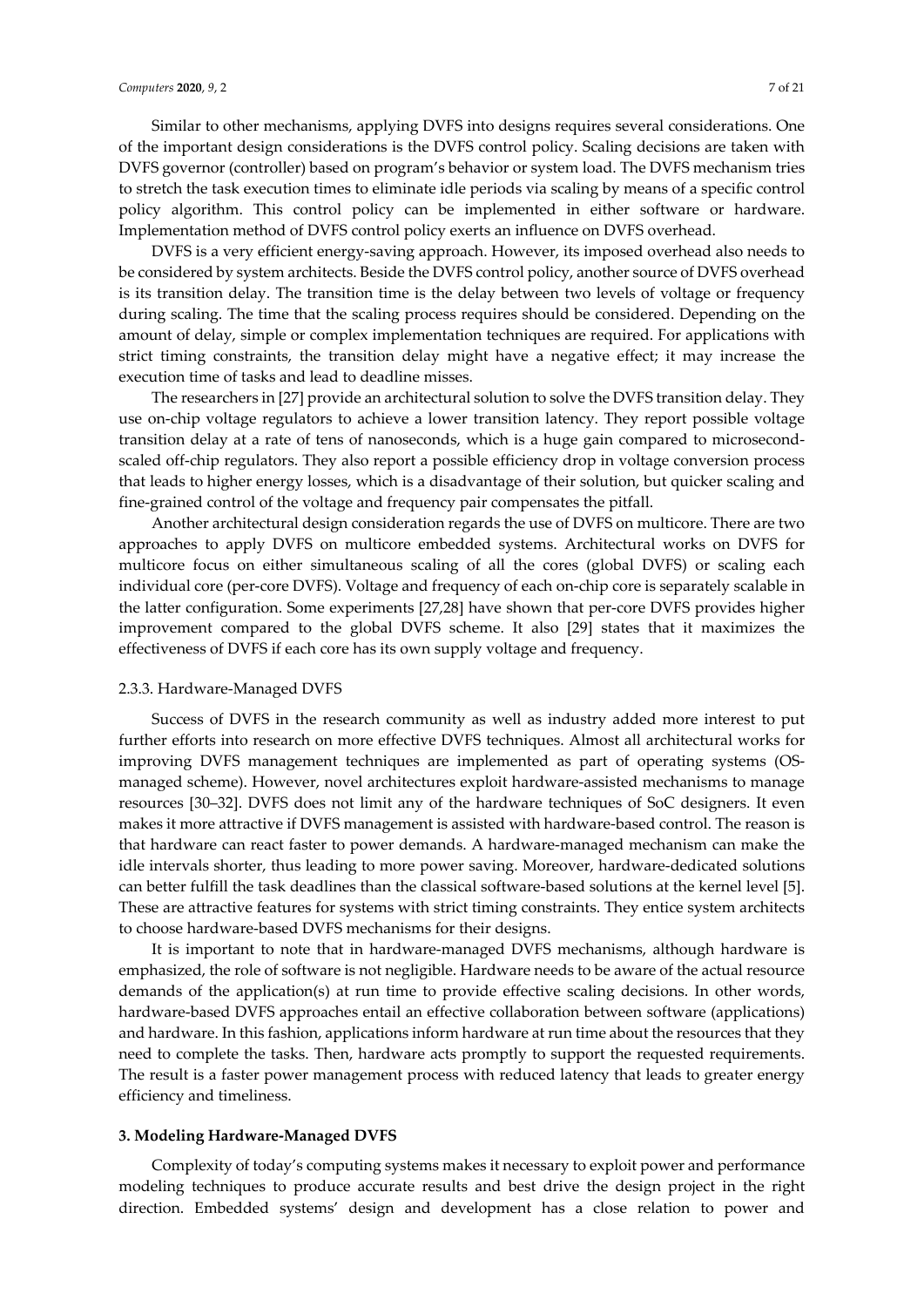Similar to other mechanisms, applying DVFS into designs requires several considerations. One of the important design considerations is the DVFS control policy. Scaling decisions are taken with DVFS governor (controller) based on program's behavior or system load. The DVFS mechanism tries to stretch the task execution times to eliminate idle periods via scaling by means of a specific control policy algorithm. This control policy can be implemented in either software or hardware. Implementation method of DVFS control policy exerts an influence on DVFS overhead.

DVFS is a very efficient energy-saving approach. However, its imposed overhead also needs to be considered by system architects. Beside the DVFS control policy, another source of DVFS overhead is its transition delay. The transition time is the delay between two levels of voltage or frequency during scaling. The time that the scaling process requires should be considered. Depending on the amount of delay, simple or complex implementation techniques are required. For applications with strict timing constraints, the transition delay might have a negative effect; it may increase the execution time of tasks and lead to deadline misses.

The researchers in [27] provide an architectural solution to solve the DVFS transition delay. They use on-chip voltage regulators to achieve a lower transition latency. They report possible voltage transition delay at a rate of tens of nanoseconds, which is a huge gain compared to microsecond-scaled off-chip regulators. They also report a possible efficiency drop in voltage conversion process that leads to higher energy losses, which is a disadvantage of their solution, but quicker scaling and fine-grained control of the voltage and frequency pair compensates the pitfall.

Another architectural design consideration regards the use of DVFS on multicore. There are two approaches to apply DVFS on multicore embedded systems. Architectural works on DVFS for multicore focus on either simultaneous scaling of all the cores (global DVFS) or scaling each individual core (per-core DVFS). Voltage and frequency of each on-chip core is separately scalable in the latter configuration. Some experiments [27,28] have shown that per-core DVFS provides higher improvement compared to the global DVFS scheme. It also [29] states that it maximizes the effectiveness of DVFS if each core has its own supply voltage and frequency.

#### 2.3.3. Hardware-Managed DVFS

Success of DVFS in the research community as well as industry added more interest to put further efforts into research on more effective DVFS techniques. Almost all architectural works for improving DVFS management techniques are implemented as part of operating systems (OS-managed scheme). However, novel architectures exploit hardware-assisted mechanisms to manage resources [30–32]. DVFS does not limit any of the hardware techniques of SoC designers. It even makes it more attractive if DVFS management is assisted with hardware-based control. The reason is that hardware can react faster to power demands. A hardware-managed mechanism can make the idle intervals shorter, thus leading to more power saving. Moreover, hardware-dedicated solutions can better fulfill the task deadlines than the classical software-based solutions at the kernel level [5]. These are attractive features for systems with strict timing constraints. They entice system architects to choose hardware-based DVFS mechanisms for their designs.

It is important to note that in hardware-managed DVFS mechanisms, although hardware is emphasized, the role of software is not negligible. Hardware needs to be aware of the actual resource demands of the application(s) at run time to provide effective scaling decisions. In other words, hardware-based DVFS approaches entail an effective collaboration between software (applications) and hardware. In this fashion, applications inform hardware at run time about the resources that they need to complete the tasks. Then, hardware acts promptly to support the requested requirements. The result is a faster power management process with reduced latency that leads to greater energy efficiency and timeliness.

## 3. Modeling Hardware-Managed DVFS

Complexity of today's computing systems makes it necessary to exploit power and performance modeling techniques to produce accurate results and best drive the design project in the right direction. Embedded systems' design and development has a close relation to power and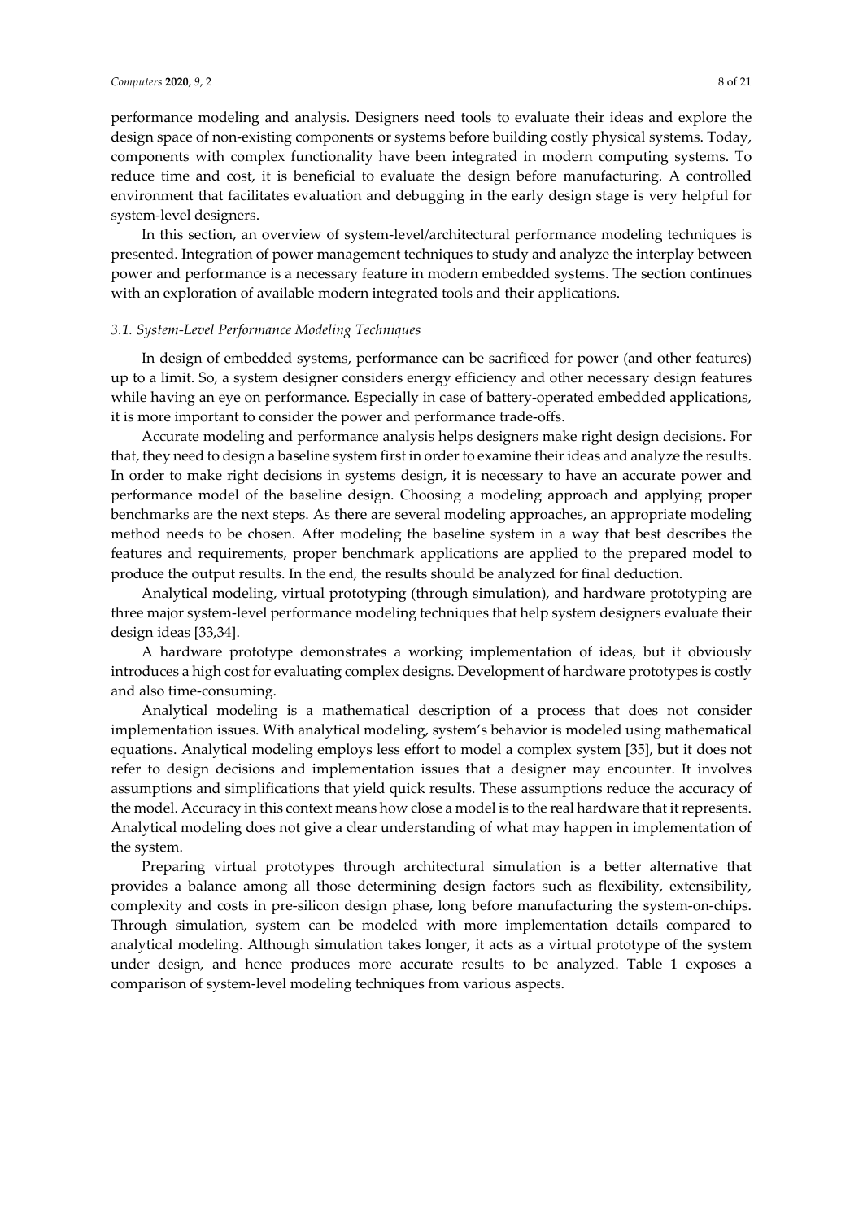performance modeling and analysis. Designers need tools to evaluate their ideas and explore the design space of non-existing components or systems before building costly physical systems. Today, components with complex functionality have been integrated in modern computing systems. To reduce time and cost, it is beneficial to evaluate the design before manufacturing. A controlled environment that facilitates evaluation and debugging in the early design stage is very helpful for system-level designers.

In this section, an overview of system-level/architectural performance modeling techniques is presented. Integration of power management techniques to study and analyze the interplay between power and performance is a necessary feature in modern embedded systems. The section continues with an exploration of available modern integrated tools and their applications.

### *3.1. System-Level Performance Modeling Techniques*

In design of embedded systems, performance can be sacrificed for power (and other features) up to a limit. So, a system designer considers energy efficiency and other necessary design features while having an eye on performance. Especially in case of battery-operated embedded applications, it is more important to consider the power and performance trade-offs.

Accurate modeling and performance analysis helps designers make right design decisions. For that, they need to design a baseline system first in order to examine their ideas and analyze the results. In order to make right decisions in systems design, it is necessary to have an accurate power and performance model of the baseline design. Choosing a modeling approach and applying proper benchmarks are the next steps. As there are several modeling approaches, an appropriate modeling method needs to be chosen. After modeling the baseline system in a way that best describes the features and requirements, proper benchmark applications are applied to the prepared model to produce the output results. In the end, the results should be analyzed for final deduction.

Analytical modeling, virtual prototyping (through simulation), and hardware prototyping are three major system-level performance modeling techniques that help system designers evaluate their design ideas [33,34].

A hardware prototype demonstrates a working implementation of ideas, but it obviously introduces a high cost for evaluating complex designs. Development of hardware prototypes is costly and also time-consuming.

Analytical modeling is a mathematical description of a process that does not consider implementation issues. With analytical modeling, system's behavior is modeled using mathematical equations. Analytical modeling employs less effort to model a complex system [35], but it does not refer to design decisions and implementation issues that a designer may encounter. It involves assumptions and simplifications that yield quick results. These assumptions reduce the accuracy of the model. Accuracy in this context means how close a model is to the real hardware that it represents. Analytical modeling does not give a clear understanding of what may happen in implementation of the system.

Preparing virtual prototypes through architectural simulation is a better alternative that provides a balance among all those determining design factors such as flexibility, extensibility, complexity and costs in pre-silicon design phase, long before manufacturing the system-on-chips. Through simulation, system can be modeled with more implementation details compared to analytical modeling. Although simulation takes longer, it acts as a virtual prototype of the system under design, and hence produces more accurate results to be analyzed. Table 1 exposes a comparison of system-level modeling techniques from various aspects.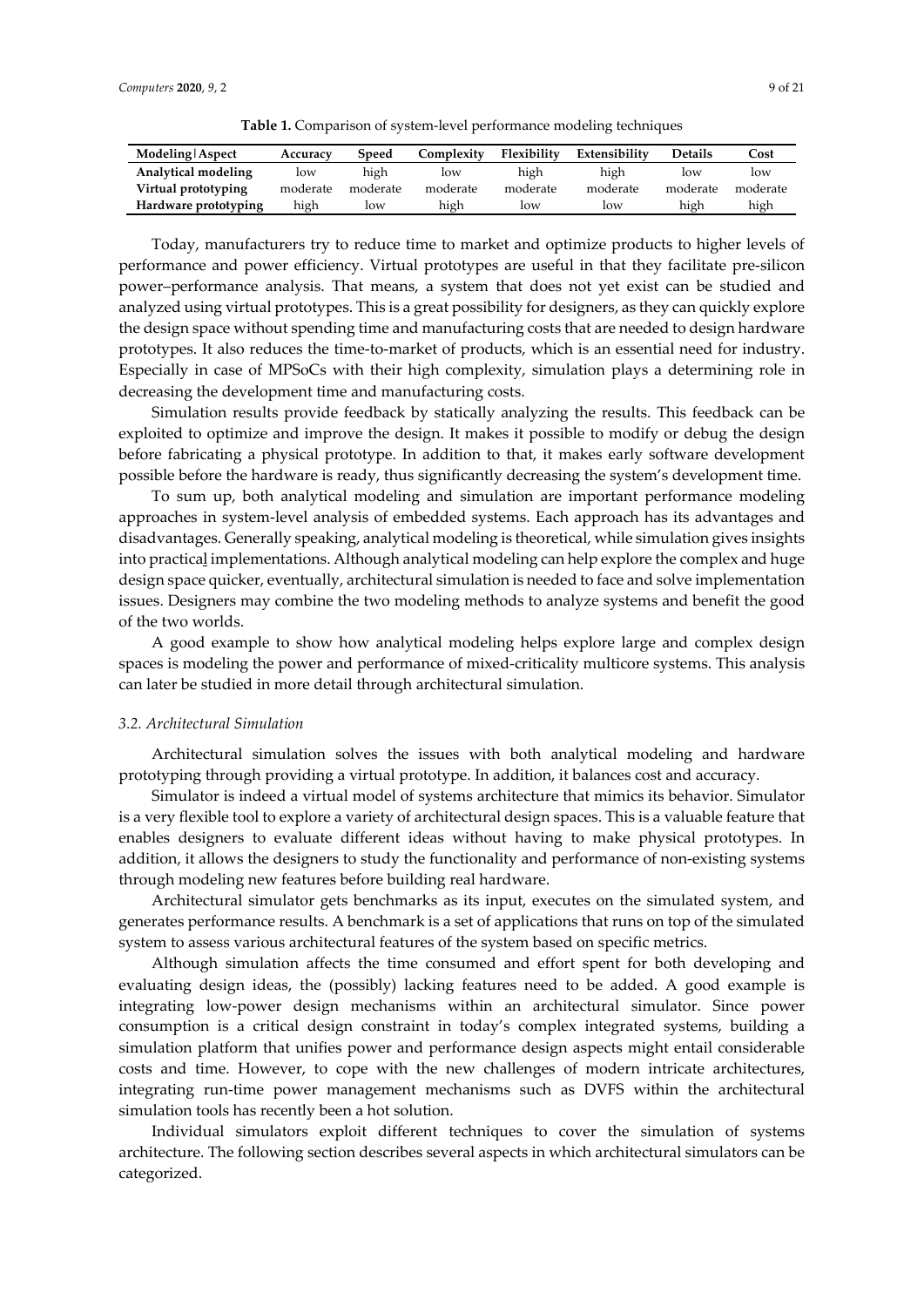**Table 1.** Comparison of system-level performance modeling techniques

| Modeling∣Aspect | Accuracy | Speed | Complexity | Flexibility | Extensibility | Details | Cost |
|---|---|---|---|---|---|---|---|
| **Analytical modeling** | low | high | low | high | high | low | low |
| **Virtual prototyping** | moderate | moderate | moderate | moderate | moderate | moderate | moderate |
| **Hardware prototyping** | high | low | high | low | low | high | high |

Today, manufacturers try to reduce time to market and optimize products to higher levels of performance and power efficiency. Virtual prototypes are useful in that they facilitate pre-silicon power–performance analysis. That means, a system that does not yet exist can be studied and analyzed using virtual prototypes. This is a great possibility for designers, as they can quickly explore the design space without spending time and manufacturing costs that are needed to design hardware prototypes. It also reduces the time-to-market of products, which is an essential need for industry. Especially in case of MPSoCs with their high complexity, simulation plays a determining role in decreasing the development time and manufacturing costs.

Simulation results provide feedback by statically analyzing the results. This feedback can be exploited to optimize and improve the design. It makes it possible to modify or debug the design before fabricating a physical prototype. In addition to that, it makes early software development possible before the hardware is ready, thus significantly decreasing the system's development time.

To sum up, both analytical modeling and simulation are important performance modeling approaches in system-level analysis of embedded systems. Each approach has its advantages and disadvantages. Generally speaking, analytical modeling is theoretical, while simulation gives insights into practical implementations. Although analytical modeling can help explore the complex and huge design space quicker, eventually, architectural simulation is needed to face and solve implementation issues. Designers may combine the two modeling methods to analyze systems and benefit the good of the two worlds.

A good example to show how analytical modeling helps explore large and complex design spaces is modeling the power and performance of mixed-criticality multicore systems. This analysis can later be studied in more detail through architectural simulation.

### *3.2. Architectural Simulation*

Architectural simulation solves the issues with both analytical modeling and hardware prototyping through providing a virtual prototype. In addition, it balances cost and accuracy.

Simulator is indeed a virtual model of systems architecture that mimics its behavior. Simulator is a very flexible tool to explore a variety of architectural design spaces. This is a valuable feature that enables designers to evaluate different ideas without having to make physical prototypes. In addition, it allows the designers to study the functionality and performance of non-existing systems through modeling new features before building real hardware.

Architectural simulator gets benchmarks as its input, executes on the simulated system, and generates performance results. A benchmark is a set of applications that runs on top of the simulated system to assess various architectural features of the system based on specific metrics.

Although simulation affects the time consumed and effort spent for both developing and evaluating design ideas, the (possibly) lacking features need to be added. A good example is integrating low-power design mechanisms within an architectural simulator. Since power consumption is a critical design constraint in today's complex integrated systems, building a simulation platform that unifies power and performance design aspects might entail considerable costs and time. However, to cope with the new challenges of modern intricate architectures, integrating run-time power management mechanisms such as DVFS within the architectural simulation tools has recently been a hot solution.

Individual simulators exploit different techniques to cover the simulation of systems architecture. The following section describes several aspects in which architectural simulators can be categorized.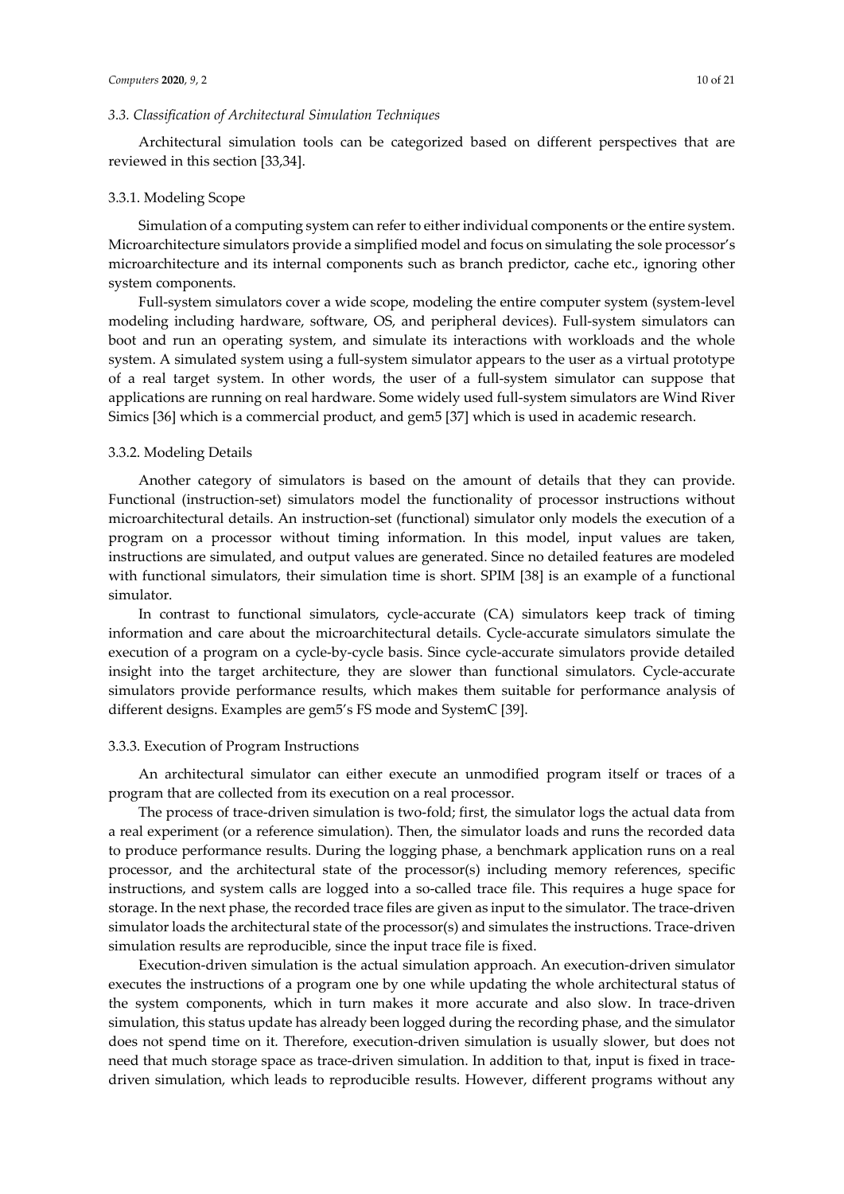### 3.3. Classification of Architectural Simulation Techniques

Architectural simulation tools can be categorized based on different perspectives that are reviewed in this section [33,34].

#### 3.3.1. Modeling Scope

Simulation of a computing system can refer to either individual components or the entire system. Microarchitecture simulators provide a simplified model and focus on simulating the sole processor's microarchitecture and its internal components such as branch predictor, cache etc., ignoring other system components.

Full-system simulators cover a wide scope, modeling the entire computer system (system-level modeling including hardware, software, OS, and peripheral devices). Full-system simulators can boot and run an operating system, and simulate its interactions with workloads and the whole system. A simulated system using a full-system simulator appears to the user as a virtual prototype of a real target system. In other words, the user of a full-system simulator can suppose that applications are running on real hardware. Some widely used full-system simulators are Wind River Simics [36] which is a commercial product, and gem5 [37] which is used in academic research.

#### 3.3.2. Modeling Details

Another category of simulators is based on the amount of details that they can provide. Functional (instruction-set) simulators model the functionality of processor instructions without microarchitectural details. An instruction-set (functional) simulator only models the execution of a program on a processor without timing information. In this model, input values are taken, instructions are simulated, and output values are generated. Since no detailed features are modeled with functional simulators, their simulation time is short. SPIM [38] is an example of a functional simulator.

In contrast to functional simulators, cycle-accurate (CA) simulators keep track of timing information and care about the microarchitectural details. Cycle-accurate simulators simulate the execution of a program on a cycle-by-cycle basis. Since cycle-accurate simulators provide detailed insight into the target architecture, they are slower than functional simulators. Cycle-accurate simulators provide performance results, which makes them suitable for performance analysis of different designs. Examples are gem5's FS mode and SystemC [39].

#### 3.3.3. Execution of Program Instructions

An architectural simulator can either execute an unmodified program itself or traces of a program that are collected from its execution on a real processor.

The process of trace-driven simulation is two-fold; first, the simulator logs the actual data from a real experiment (or a reference simulation). Then, the simulator loads and runs the recorded data to produce performance results. During the logging phase, a benchmark application runs on a real processor, and the architectural state of the processor(s) including memory references, specific instructions, and system calls are logged into a so-called trace file. This requires a huge space for storage. In the next phase, the recorded trace files are given as input to the simulator. The trace-driven simulator loads the architectural state of the processor(s) and simulates the instructions. Trace-driven simulation results are reproducible, since the input trace file is fixed.

Execution-driven simulation is the actual simulation approach. An execution-driven simulator executes the instructions of a program one by one while updating the whole architectural status of the system components, which in turn makes it more accurate and also slow. In trace-driven simulation, this status update has already been logged during the recording phase, and the simulator does not spend time on it. Therefore, execution-driven simulation is usually slower, but does not need that much storage space as trace-driven simulation. In addition to that, input is fixed in trace-driven simulation, which leads to reproducible results. However, different programs without any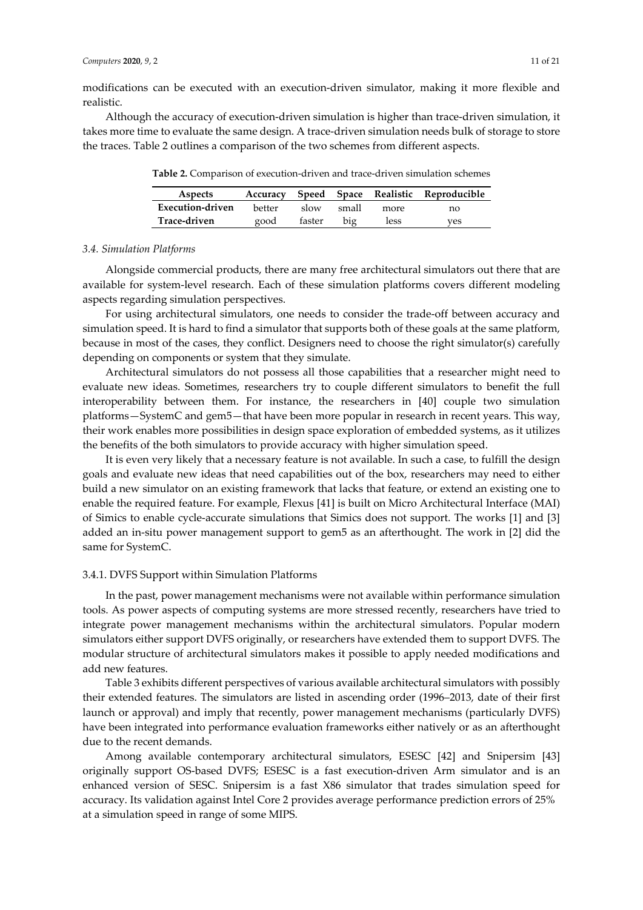modifications can be executed with an execution-driven simulator, making it more flexible and realistic.

Although the accuracy of execution-driven simulation is higher than trace-driven simulation, it takes more time to evaluate the same design. A trace-driven simulation needs bulk of storage to store the traces. Table 2 outlines a comparison of the two schemes from different aspects.

**Table 2.** Comparison of execution-driven and trace-driven simulation schemes

| Aspects | Accuracy | Speed | Space | Realistic | Reproducible |
|---|---|---|---|---|---|
| **Execution-driven** | better | slow | small | more | no |
| **Trace-driven** | good | faster | big | less | yes |

### *3.4. Simulation Platforms*

Alongside commercial products, there are many free architectural simulators out there that are available for system-level research. Each of these simulation platforms covers different modeling aspects regarding simulation perspectives.

For using architectural simulators, one needs to consider the trade-off between accuracy and simulation speed. It is hard to find a simulator that supports both of these goals at the same platform, because in most of the cases, they conflict. Designers need to choose the right simulator(s) carefully depending on components or system that they simulate.

Architectural simulators do not possess all those capabilities that a researcher might need to evaluate new ideas. Sometimes, researchers try to couple different simulators to benefit the full interoperability between them. For instance, the researchers in [40] couple two simulation platforms—SystemC and gem5—that have been more popular in research in recent years. This way, their work enables more possibilities in design space exploration of embedded systems, as it utilizes the benefits of the both simulators to provide accuracy with higher simulation speed.

It is even very likely that a necessary feature is not available. In such a case, to fulfill the design goals and evaluate new ideas that need capabilities out of the box, researchers may need to either build a new simulator on an existing framework that lacks that feature, or extend an existing one to enable the required feature. For example, Flexus [41] is built on Micro Architectural Interface (MAI) of Simics to enable cycle-accurate simulations that Simics does not support. The works [1] and [3] added an in-situ power management support to gem5 as an afterthought. The work in [2] did the same for SystemC.

#### 3.4.1. DVFS Support within Simulation Platforms

In the past, power management mechanisms were not available within performance simulation tools. As power aspects of computing systems are more stressed recently, researchers have tried to integrate power management mechanisms within the architectural simulators. Popular modern simulators either support DVFS originally, or researchers have extended them to support DVFS. The modular structure of architectural simulators makes it possible to apply needed modifications and add new features.

Table 3 exhibits different perspectives of various available architectural simulators with possibly their extended features. The simulators are listed in ascending order (1996–2013, date of their first launch or approval) and imply that recently, power management mechanisms (particularly DVFS) have been integrated into performance evaluation frameworks either natively or as an afterthought due to the recent demands.

Among available contemporary architectural simulators, ESESC [42] and Snipersim [43] originally support OS-based DVFS; ESESC is a fast execution-driven Arm simulator and is an enhanced version of SESC. Snipersim is a fast X86 simulator that trades simulation speed for accuracy. Its validation against Intel Core 2 provides average performance prediction errors of 25% at a simulation speed in range of some MIPS.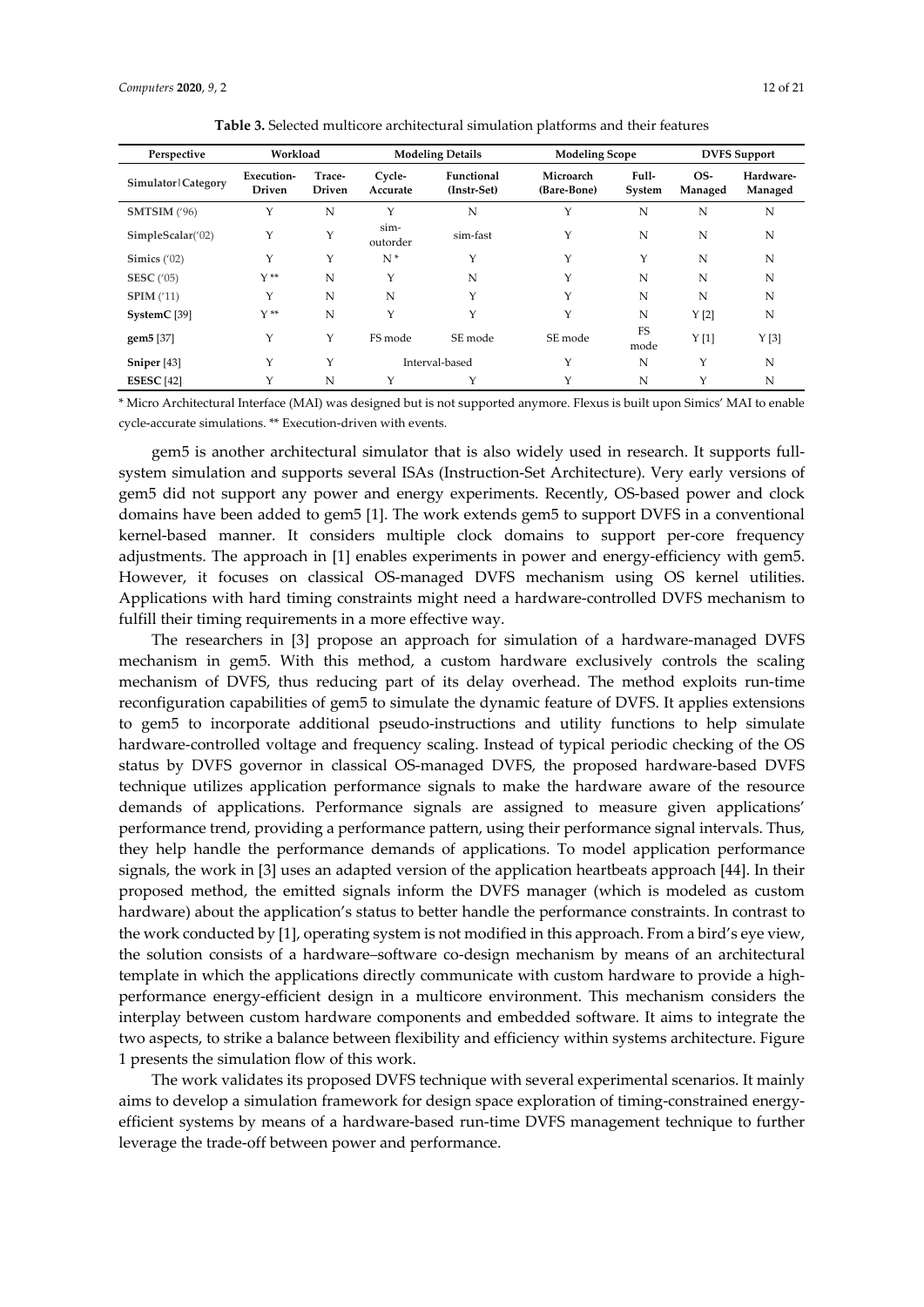**Table 3.** Selected multicore architectural simulation platforms and their features

| Perspective | Workload | | Modeling Details | | Modeling Scope | | DVFS Support | |
|---|---|---|---|---|---|---|---|---|
| **Simulator/Category** | **Execution-Driven** | **Trace-Driven** | **Cycle-Accurate** | **Functional (Instr-Set)** | **Microarch (Bare-Bone)** | **Full-System** | **OS-Managed** | **Hardware-Managed** |
| **SMTSIM** ('96) | Y | N | Y | N | Y | N | N | N |
| **SimpleScalar**('02) | Y | Y | sim-outorder | sim-fast | Y | N | N | N |
| **Simics** ('02) | Y | Y | N * | Y | Y | Y | N | N |
| **SESC** ('05) | Y ** | N | Y | N | Y | N | N | N |
| **SPIM** ('11) | Y | N | N | Y | Y | N | N | N |
| **SystemC** [39] | Y ** | N | Y | Y | Y | N | Y [2] | N |
| **gem5** [37] | Y | Y | FS mode | SE mode | SE mode | FS mode | Y [1] | Y [3] |
| **Sniper** [43] | Y | Y | Interval-based | | Y | N | Y | N |
| **ESESC** [42] | Y | N | Y | Y | Y | N | Y | N |

* Micro Architectural Interface (MAI) was designed but is not supported anymore. Flexus is built upon Simics' MAI to enable cycle-accurate simulations. ** Execution-driven with events.

gem5 is another architectural simulator that is also widely used in research. It supports full-system simulation and supports several ISAs (Instruction-Set Architecture). Very early versions of gem5 did not support any power and energy experiments. Recently, OS-based power and clock domains have been added to gem5 [1]. The work extends gem5 to support DVFS in a conventional kernel-based manner. It considers multiple clock domains to support per-core frequency adjustments. The approach in [1] enables experiments in power and energy-efficiency with gem5. However, it focuses on classical OS-managed DVFS mechanism using OS kernel utilities. Applications with hard timing constraints might need a hardware-controlled DVFS mechanism to fulfill their timing requirements in a more effective way.

The researchers in [3] propose an approach for simulation of a hardware-managed DVFS mechanism in gem5. With this method, a custom hardware exclusively controls the scaling mechanism of DVFS, thus reducing part of its delay overhead. The method exploits run-time reconfiguration capabilities of gem5 to simulate the dynamic feature of DVFS. It applies extensions to gem5 to incorporate additional pseudo-instructions and utility functions to help simulate hardware-controlled voltage and frequency scaling. Instead of typical periodic checking of the OS status by DVFS governor in classical OS-managed DVFS, the proposed hardware-based DVFS technique utilizes application performance signals to make the hardware aware of the resource demands of applications. Performance signals are assigned to measure given applications' performance trend, providing a performance pattern, using their performance signal intervals. Thus, they help handle the performance demands of applications. To model application performance signals, the work in [3] uses an adapted version of the application heartbeats approach [44]. In their proposed method, the emitted signals inform the DVFS manager (which is modeled as custom hardware) about the application's status to better handle the performance constraints. In contrast to the work conducted by [1], operating system is not modified in this approach. From a bird's eye view, the solution consists of a hardware–software co-design mechanism by means of an architectural template in which the applications directly communicate with custom hardware to provide a high-performance energy-efficient design in a multicore environment. This mechanism considers the interplay between custom hardware components and embedded software. It aims to integrate the two aspects, to strike a balance between flexibility and efficiency within systems architecture. Figure 1 presents the simulation flow of this work.

The work validates its proposed DVFS technique with several experimental scenarios. It mainly aims to develop a simulation framework for design space exploration of timing-constrained energy-efficient systems by means of a hardware-based run-time DVFS management technique to further leverage the trade-off between power and performance.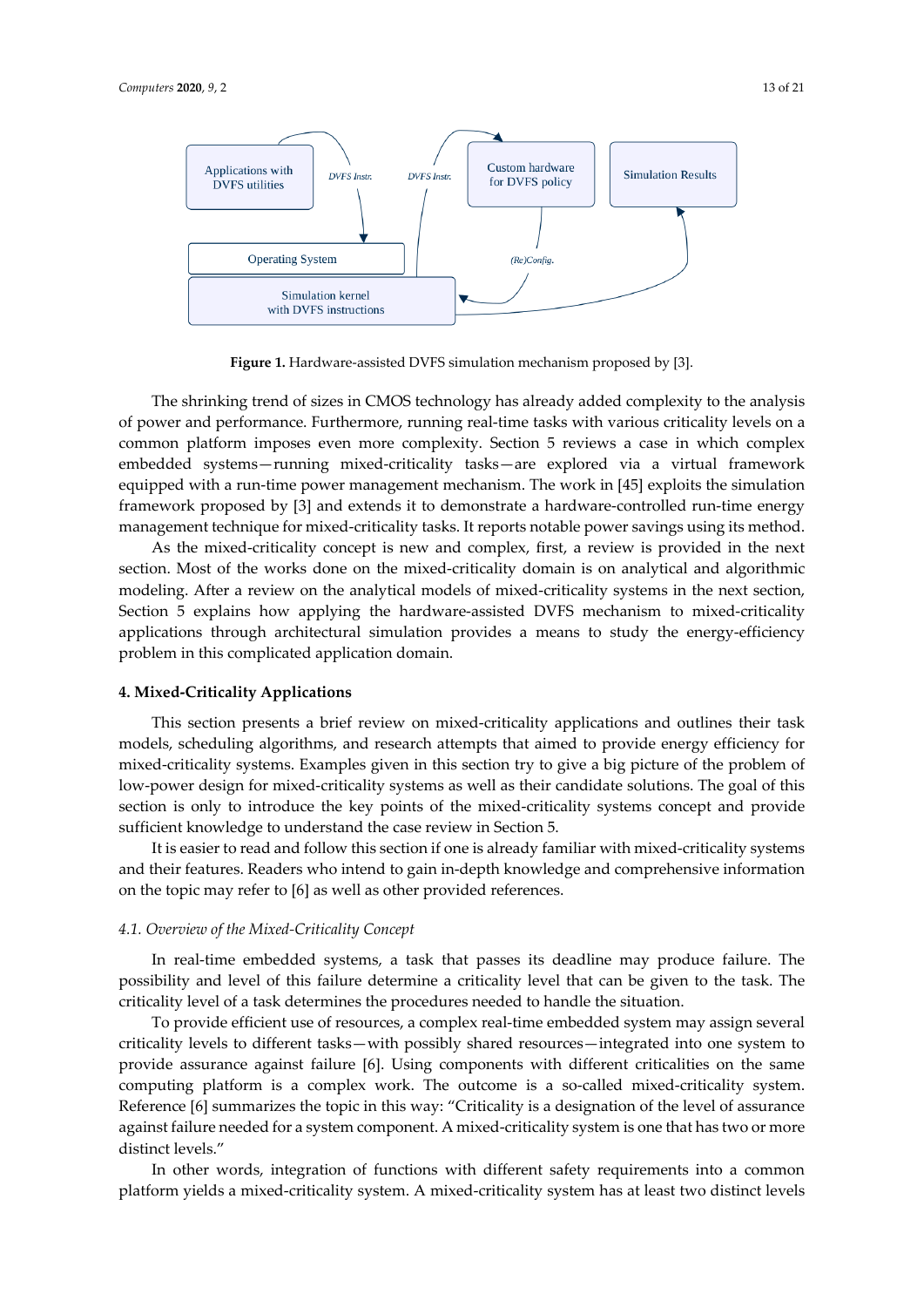**Figure 1.** Hardware-assisted DVFS simulation mechanism proposed by [3].

The shrinking trend of sizes in CMOS technology has already added complexity to the analysis of power and performance. Furthermore, running real-time tasks with various criticality levels on a common platform imposes even more complexity. Section 5 reviews a case in which complex embedded systems—running mixed-criticality tasks—are explored via a virtual framework equipped with a run-time power management mechanism. The work in [45] exploits the simulation framework proposed by [3] and extends it to demonstrate a hardware-controlled run-time energy management technique for mixed-criticality tasks. It reports notable power savings using its method.

As the mixed-criticality concept is new and complex, first, a review is provided in the next section. Most of the works done on the mixed-criticality domain is on analytical and algorithmic modeling. After a review on the analytical models of mixed-criticality systems in the next section, Section 5 explains how applying the hardware-assisted DVFS mechanism to mixed-criticality applications through architectural simulation provides a means to study the energy-efficiency problem in this complicated application domain.

## 4. Mixed-Criticality Applications

This section presents a brief review on mixed-criticality applications and outlines their task models, scheduling algorithms, and research attempts that aimed to provide energy efficiency for mixed-criticality systems. Examples given in this section try to give a big picture of the problem of low-power design for mixed-criticality systems as well as their candidate solutions. The goal of this section is only to introduce the key points of the mixed-criticality systems concept and provide sufficient knowledge to understand the case review in Section 5.

It is easier to read and follow this section if one is already familiar with mixed-criticality systems and their features. Readers who intend to gain in-depth knowledge and comprehensive information on the topic may refer to [6] as well as other provided references.

### *4.1. Overview of the Mixed-Criticality Concept*

In real-time embedded systems, a task that passes its deadline may produce failure. The possibility and level of this failure determine a criticality level that can be given to the task. The criticality level of a task determines the procedures needed to handle the situation.

To provide efficient use of resources, a complex real-time embedded system may assign several criticality levels to different tasks—with possibly shared resources—integrated into one system to provide assurance against failure [6]. Using components with different criticalities on the same computing platform is a complex work. The outcome is a so-called mixed-criticality system. Reference [6] summarizes the topic in this way: "Criticality is a designation of the level of assurance against failure needed for a system component. A mixed-criticality system is one that has two or more distinct levels."

In other words, integration of functions with different safety requirements into a common platform yields a mixed-criticality system. A mixed-criticality system has at least two distinct levels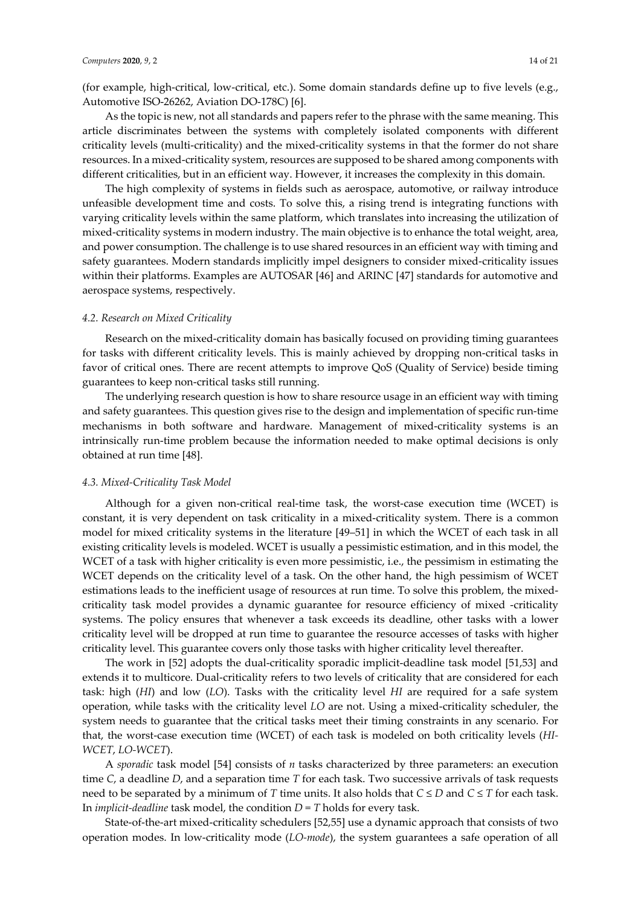(for example, high-critical, low-critical, etc.). Some domain standards define up to five levels (e.g., Automotive ISO-26262, Aviation DO-178C) [6].

As the topic is new, not all standards and papers refer to the phrase with the same meaning. This article discriminates between the systems with completely isolated components with different criticality levels (multi-criticality) and the mixed-criticality systems in that the former do not share resources. In a mixed-criticality system, resources are supposed to be shared among components with different criticalities, but in an efficient way. However, it increases the complexity in this domain.

The high complexity of systems in fields such as aerospace, automotive, or railway introduce unfeasible development time and costs. To solve this, a rising trend is integrating functions with varying criticality levels within the same platform, which translates into increasing the utilization of mixed-criticality systems in modern industry. The main objective is to enhance the total weight, area, and power consumption. The challenge is to use shared resources in an efficient way with timing and safety guarantees. Modern standards implicitly impel designers to consider mixed-criticality issues within their platforms. Examples are AUTOSAR [46] and ARINC [47] standards for automotive and aerospace systems, respectively.

### 4.2. Research on Mixed Criticality

Research on the mixed-criticality domain has basically focused on providing timing guarantees for tasks with different criticality levels. This is mainly achieved by dropping non-critical tasks in favor of critical ones. There are recent attempts to improve QoS (Quality of Service) beside timing guarantees to keep non-critical tasks still running.

The underlying research question is how to share resource usage in an efficient way with timing and safety guarantees. This question gives rise to the design and implementation of specific run-time mechanisms in both software and hardware. Management of mixed-criticality systems is an intrinsically run-time problem because the information needed to make optimal decisions is only obtained at run time [48].

### 4.3. Mixed-Criticality Task Model

Although for a given non-critical real-time task, the worst-case execution time (WCET) is constant, it is very dependent on task criticality in a mixed-criticality system. There is a common model for mixed criticality systems in the literature [49–51] in which the WCET of each task in all existing criticality levels is modeled. WCET is usually a pessimistic estimation, and in this model, the WCET of a task with higher criticality is even more pessimistic, i.e., the pessimism in estimating the WCET depends on the criticality level of a task. On the other hand, the high pessimism of WCET estimations leads to the inefficient usage of resources at run time. To solve this problem, the mixed-criticality task model provides a dynamic guarantee for resource efficiency of mixed -criticality systems. The policy ensures that whenever a task exceeds its deadline, other tasks with a lower criticality level will be dropped at run time to guarantee the resource accesses of tasks with higher criticality level. This guarantee covers only those tasks with higher criticality level thereafter.

The work in [52] adopts the dual-criticality sporadic implicit-deadline task model [51,53] and extends it to multicore. Dual-criticality refers to two levels of criticality that are considered for each task: high (*HI*) and low (*LO*). Tasks with the criticality level *HI* are required for a safe system operation, while tasks with the criticality level *LO* are not. Using a mixed-criticality scheduler, the system needs to guarantee that the critical tasks meet their timing constraints in any scenario. For that, the worst-case execution time (WCET) of each task is modeled on both criticality levels (*HI-WCET*, *LO-WCET*).

A *sporadic* task model [54] consists of $n$ tasks characterized by three parameters: an execution time $C$, a deadline $D$, and a separation time $T$ for each task. Two successive arrivals of task requests need to be separated by a minimum of $T$ time units. It also holds that $C \leq D$ and $C \leq T$ for each task. In *implicit-deadline* task model, the condition $D = T$ holds for every task.

State-of-the-art mixed-criticality schedulers [52,55] use a dynamic approach that consists of two operation modes. In low-criticality mode (*LO-mode*), the system guarantees a safe operation of all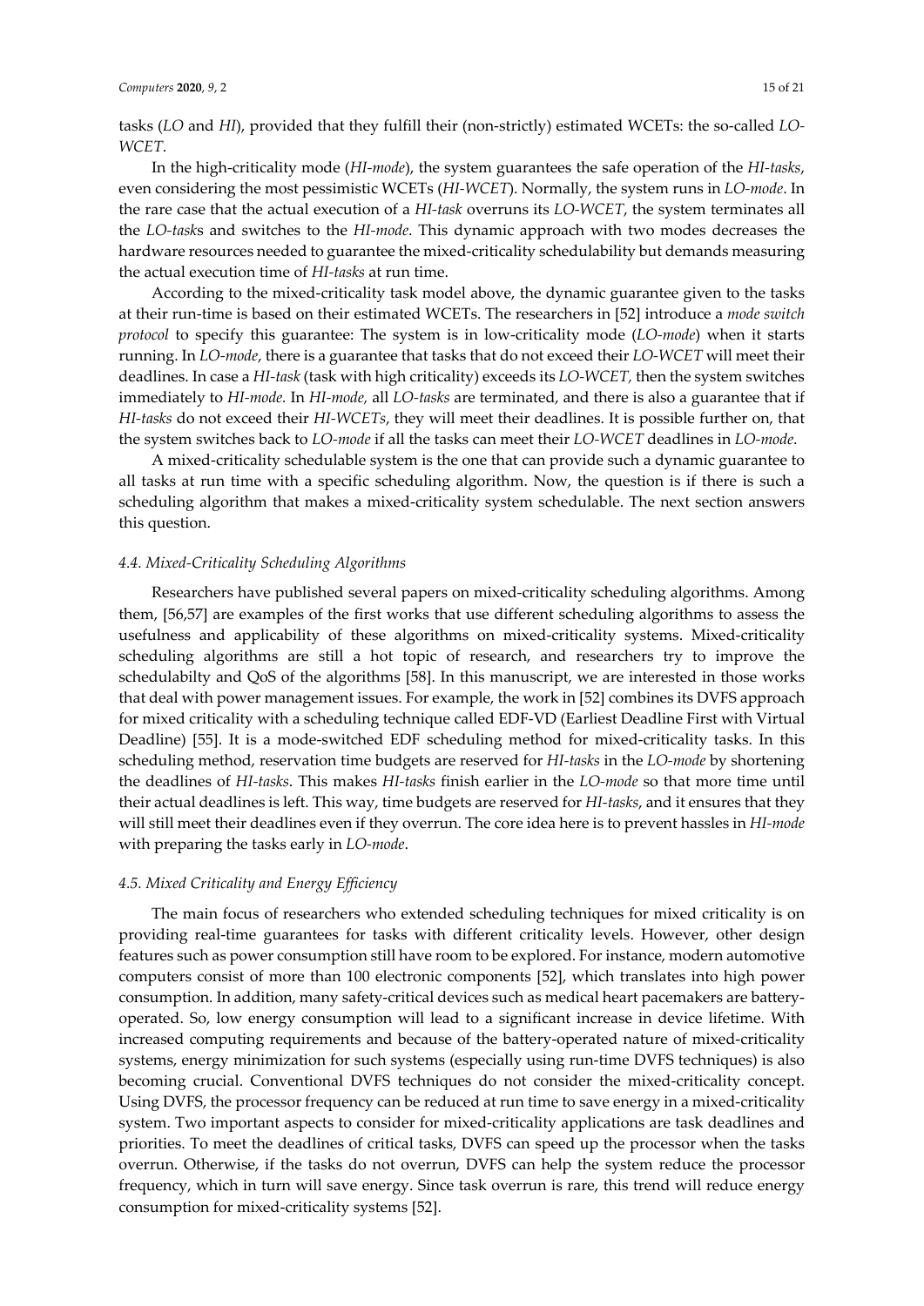tasks (*LO* and *HI*), provided that they fulfill their (non-strictly) estimated WCETs: the so-called *LO-WCET*.

In the high-criticality mode (*HI-mode*), the system guarantees the safe operation of the *HI-tasks*, even considering the most pessimistic WCETs (*HI-WCET*). Normally, the system runs in *LO-mode*. In the rare case that the actual execution of a *HI-task* overruns its *LO-WCET*, the system terminates all the *LO-task*s and switches to the *HI-mode*. This dynamic approach with two modes decreases the hardware resources needed to guarantee the mixed-criticality schedulability but demands measuring the actual execution time of *HI-tasks* at run time.

According to the mixed-criticality task model above, the dynamic guarantee given to the tasks at their run-time is based on their estimated WCETs. The researchers in [52] introduce a *mode switch protocol* to specify this guarantee: The system is in low-criticality mode (*LO-mode*) when it starts running. In *LO-mode*, there is a guarantee that tasks that do not exceed their *LO-WCET* will meet their deadlines. In case a *HI-task* (task with high criticality) exceeds its *LO-WCET,* then the system switches immediately to *HI-mode.* In *HI-mode*, all *LO-tasks* are terminated, and there is also a guarantee that if *HI-tasks* do not exceed their *HI-WCETs*, they will meet their deadlines. It is possible further on, that the system switches back to *LO-mode* if all the tasks can meet their *LO-WCET* deadlines in *LO-mode*.

A mixed-criticality schedulable system is the one that can provide such a dynamic guarantee to all tasks at run time with a specific scheduling algorithm. Now, the question is if there is such a scheduling algorithm that makes a mixed-criticality system schedulable. The next section answers this question.

### *4.4. Mixed-Criticality Scheduling Algorithms*

Researchers have published several papers on mixed-criticality scheduling algorithms. Among them, [56,57] are examples of the first works that use different scheduling algorithms to assess the usefulness and applicability of these algorithms on mixed-criticality systems. Mixed-criticality scheduling algorithms are still a hot topic of research, and researchers try to improve the schedulabilty and QoS of the algorithms [58]. In this manuscript, we are interested in those works that deal with power management issues. For example, the work in [52] combines its DVFS approach for mixed criticality with a scheduling technique called EDF-VD (Earliest Deadline First with Virtual Deadline) [55]. It is a mode-switched EDF scheduling method for mixed-criticality tasks. In this scheduling method, reservation time budgets are reserved for *HI-tasks* in the *LO-mode* by shortening the deadlines of *HI-tasks*. This makes *HI-tasks* finish earlier in the *LO-mode* so that more time until their actual deadlines is left. This way, time budgets are reserved for *HI-tasks*, and it ensures that they will still meet their deadlines even if they overrun. The core idea here is to prevent hassles in *HI-mode* with preparing the tasks early in *LO-mode*.

### *4.5. Mixed Criticality and Energy Efficiency*

The main focus of researchers who extended scheduling techniques for mixed criticality is on providing real-time guarantees for tasks with different criticality levels. However, other design features such as power consumption still have room to be explored. For instance, modern automotive computers consist of more than 100 electronic components [52], which translates into high power consumption. In addition, many safety-critical devices such as medical heart pacemakers are battery-operated. So, low energy consumption will lead to a significant increase in device lifetime. With increased computing requirements and because of the battery-operated nature of mixed-criticality systems, energy minimization for such systems (especially using run-time DVFS techniques) is also becoming crucial. Conventional DVFS techniques do not consider the mixed-criticality concept. Using DVFS, the processor frequency can be reduced at run time to save energy in a mixed-criticality system. Two important aspects to consider for mixed-criticality applications are task deadlines and priorities. To meet the deadlines of critical tasks, DVFS can speed up the processor when the tasks overrun. Otherwise, if the tasks do not overrun, DVFS can help the system reduce the processor frequency, which in turn will save energy. Since task overrun is rare, this trend will reduce energy consumption for mixed-criticality systems [52].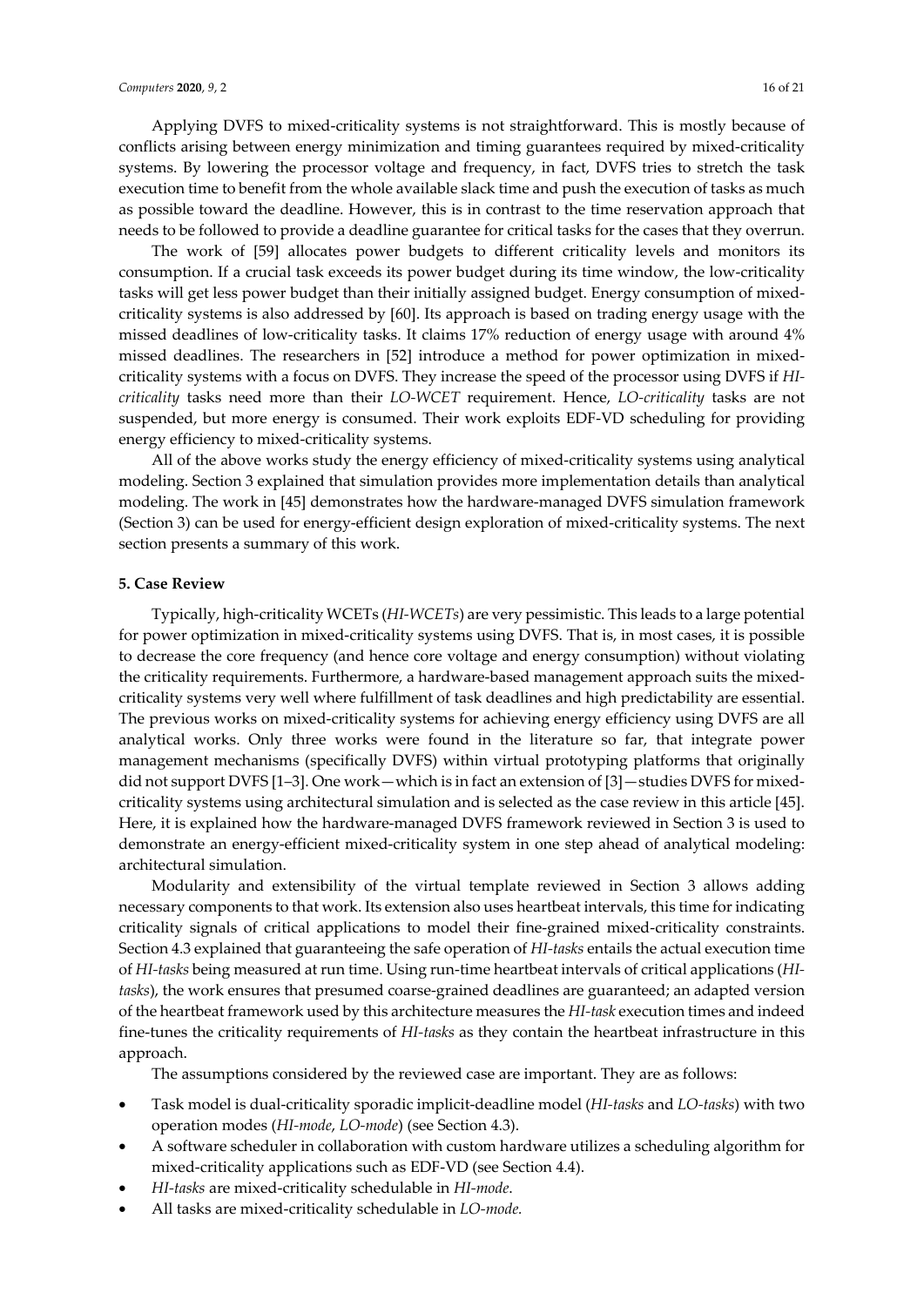Applying DVFS to mixed-criticality systems is not straightforward. This is mostly because of conflicts arising between energy minimization and timing guarantees required by mixed-criticality systems. By lowering the processor voltage and frequency, in fact, DVFS tries to stretch the task execution time to benefit from the whole available slack time and push the execution of tasks as much as possible toward the deadline. However, this is in contrast to the time reservation approach that needs to be followed to provide a deadline guarantee for critical tasks for the cases that they overrun.

The work of [59] allocates power budgets to different criticality levels and monitors its consumption. If a crucial task exceeds its power budget during its time window, the low-criticality tasks will get less power budget than their initially assigned budget. Energy consumption of mixed-criticality systems is also addressed by [60]. Its approach is based on trading energy usage with the missed deadlines of low-criticality tasks. It claims 17% reduction of energy usage with around 4% missed deadlines. The researchers in [52] introduce a method for power optimization in mixed-criticality systems with a focus on DVFS. They increase the speed of the processor using DVFS if *HI-criticality* tasks need more than their *LO-WCET* requirement. Hence, *LO-criticality* tasks are not suspended, but more energy is consumed. Their work exploits EDF-VD scheduling for providing energy efficiency to mixed-criticality systems.

All of the above works study the energy efficiency of mixed-criticality systems using analytical modeling. Section 3 explained that simulation provides more implementation details than analytical modeling. The work in [45] demonstrates how the hardware-managed DVFS simulation framework (Section 3) can be used for energy-efficient design exploration of mixed-criticality systems. The next section presents a summary of this work.

## 5. Case Review

Typically, high-criticality WCETs (*HI-WCETs*) are very pessimistic. This leads to a large potential for power optimization in mixed-criticality systems using DVFS. That is, in most cases, it is possible to decrease the core frequency (and hence core voltage and energy consumption) without violating the criticality requirements. Furthermore, a hardware-based management approach suits the mixed-criticality systems very well where fulfillment of task deadlines and high predictability are essential. The previous works on mixed-criticality systems for achieving energy efficiency using DVFS are all analytical works. Only three works were found in the literature so far, that integrate power management mechanisms (specifically DVFS) within virtual prototyping platforms that originally did not support DVFS [1–3]. One work—which is in fact an extension of [3]—studies DVFS for mixed-criticality systems using architectural simulation and is selected as the case review in this article [45]. Here, it is explained how the hardware-managed DVFS framework reviewed in Section 3 is used to demonstrate an energy-efficient mixed-criticality system in one step ahead of analytical modeling: architectural simulation.

Modularity and extensibility of the virtual template reviewed in Section 3 allows adding necessary components to that work. Its extension also uses heartbeat intervals, this time for indicating criticality signals of critical applications to model their fine-grained mixed-criticality constraints. Section 4.3 explained that guaranteeing the safe operation of *HI-tasks* entails the actual execution time of *HI-tasks* being measured at run time. Using run-time heartbeat intervals of critical applications (*HI-tasks*), the work ensures that presumed coarse-grained deadlines are guaranteed; an adapted version of the heartbeat framework used by this architecture measures the *HI-task* execution times and indeed fine-tunes the criticality requirements of *HI-tasks* as they contain the heartbeat infrastructure in this approach.

The assumptions considered by the reviewed case are important. They are as follows:

- Task model is dual-criticality sporadic implicit-deadline model (*HI-tasks* and *LO-tasks*) with two operation modes (*HI-mode*, *LO-mode*) (see Section 4.3).
- A software scheduler in collaboration with custom hardware utilizes a scheduling algorithm for mixed-criticality applications such as EDF-VD (see Section 4.4).
- *HI-tasks* are mixed-criticality schedulable in *HI-mode*.
- All tasks are mixed-criticality schedulable in *LO-mode*.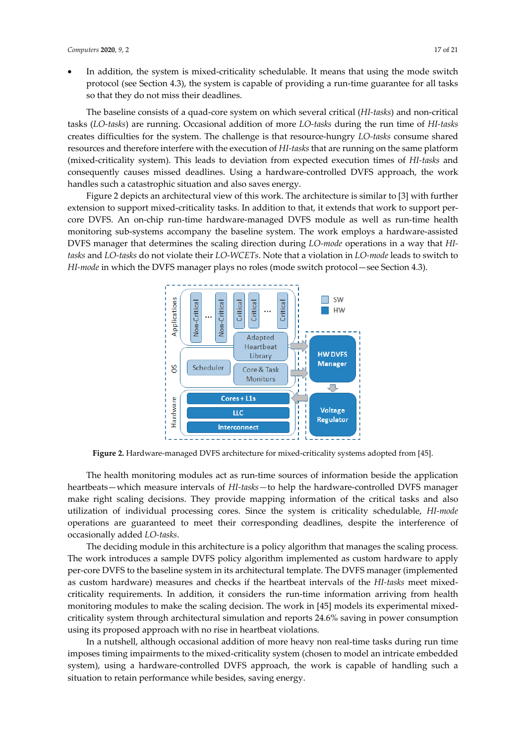- In addition, the system is mixed-criticality schedulable. It means that using the mode switch protocol (see Section 4.3), the system is capable of providing a run-time guarantee for all tasks so that they do not miss their deadlines.

The baseline consists of a quad-core system on which several critical (*HI-tasks*) and non-critical tasks (*LO-tasks*) are running. Occasional addition of more *LO-tasks* during the run time of *HI-tasks* creates difficulties for the system. The challenge is that resource-hungry *LO-tasks* consume shared resources and therefore interfere with the execution of *HI-tasks* that are running on the same platform (mixed-criticality system). This leads to deviation from expected execution times of *HI-tasks* and consequently causes missed deadlines. Using a hardware-controlled DVFS approach, the work handles such a catastrophic situation and also saves energy.

Figure 2 depicts an architectural view of this work. The architecture is similar to [3] with further extension to support mixed-criticality tasks. In addition to that, it extends that work to support per-core DVFS. An on-chip run-time hardware-managed DVFS module as well as run-time health monitoring sub-systems accompany the baseline system. The work employs a hardware-assisted DVFS manager that determines the scaling direction during *LO-mode* operations in a way that *HI-tasks* and *LO-tasks* do not violate their *LO-WCETs*. Note that a violation in *LO-mode* leads to switch to *HI-mode* in which the DVFS manager plays no roles (mode switch protocol—see Section 4.3).

**Figure 2.** Hardware-managed DVFS architecture for mixed-criticality systems adopted from [45].

The health monitoring modules act as run-time sources of information beside the application heartbeats—which measure intervals of *HI-tasks*—to help the hardware-controlled DVFS manager make right scaling decisions. They provide mapping information of the critical tasks and also utilization of individual processing cores. Since the system is criticality schedulable, *HI-mode* operations are guaranteed to meet their corresponding deadlines, despite the interference of occasionally added *LO-tasks*.

The deciding module in this architecture is a policy algorithm that manages the scaling process. The work introduces a sample DVFS policy algorithm implemented as custom hardware to apply per-core DVFS to the baseline system in its architectural template. The DVFS manager (implemented as custom hardware) measures and checks if the heartbeat intervals of the *HI-tasks* meet mixed-criticality requirements. In addition, it considers the run-time information arriving from health monitoring modules to make the scaling decision. The work in [45] models its experimental mixed-criticality system through architectural simulation and reports 24.6% saving in power consumption using its proposed approach with no rise in heartbeat violations.

In a nutshell, although occasional addition of more heavy non real-time tasks during run time imposes timing impairments to the mixed-criticality system (chosen to model an intricate embedded system), using a hardware-controlled DVFS approach, the work is capable of handling such a situation to retain performance while besides, saving energy.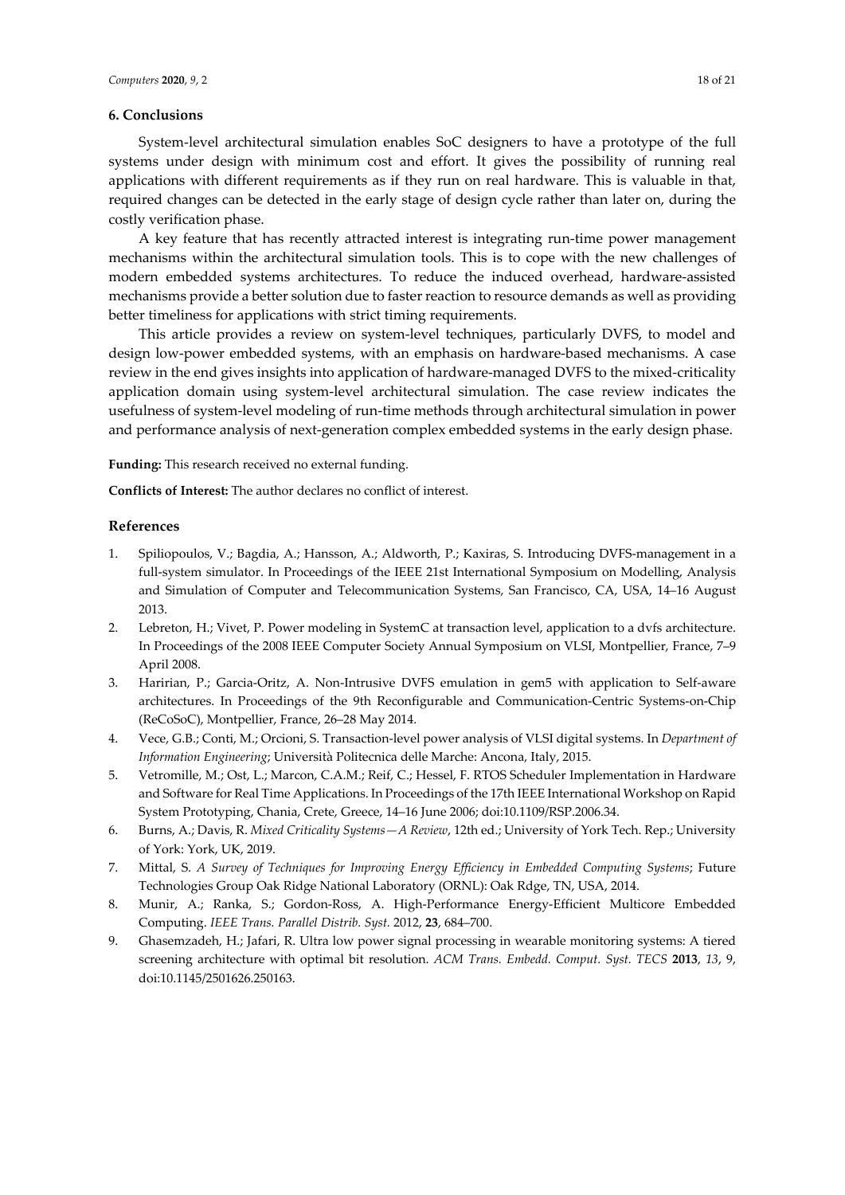## 6. Conclusions

System-level architectural simulation enables SoC designers to have a prototype of the full systems under design with minimum cost and effort. It gives the possibility of running real applications with different requirements as if they run on real hardware. This is valuable in that, required changes can be detected in the early stage of design cycle rather than later on, during the costly verification phase.

A key feature that has recently attracted interest is integrating run-time power management mechanisms within the architectural simulation tools. This is to cope with the new challenges of modern embedded systems architectures. To reduce the induced overhead, hardware-assisted mechanisms provide a better solution due to faster reaction to resource demands as well as providing better timeliness for applications with strict timing requirements.

This article provides a review on system-level techniques, particularly DVFS, to model and design low-power embedded systems, with an emphasis on hardware-based mechanisms. A case review in the end gives insights into application of hardware-managed DVFS to the mixed-criticality application domain using system-level architectural simulation. The case review indicates the usefulness of system-level modeling of run-time methods through architectural simulation in power and performance analysis of next-generation complex embedded systems in the early design phase.

**Funding:** This research received no external funding.

**Conflicts of Interest:** The author declares no conflict of interest.

## References

1. Spiliopoulos, V.; Bagdia, A.; Hansson, A.; Aldworth, P.; Kaxiras, S. Introducing DVFS-management in a full-system simulator. In Proceedings of the IEEE 21st International Symposium on Modelling, Analysis and Simulation of Computer and Telecommunication Systems, San Francisco, CA, USA, 14–16 August 2013.
2. Lebreton, H.; Vivet, P. Power modeling in SystemC at transaction level, application to a dvfs architecture. In Proceedings of the 2008 IEEE Computer Society Annual Symposium on VLSI, Montpellier, France, 7–9 April 2008.
3. Haririan, P.; Garcia-Oritz, A. Non-Intrusive DVFS emulation in gem5 with application to Self-aware architectures. In Proceedings of the 9th Reconfigurable and Communication-Centric Systems-on-Chip (ReCoSoC), Montpellier, France, 26–28 May 2014.
4. Vece, G.B.; Conti, M.; Orcioni, S. Transaction-level power analysis of VLSI digital systems. In *Department of Information Engineering*; Università Politecnica delle Marche: Ancona, Italy, 2015.
5. Vetromille, M.; Ost, L.; Marcon, C.A.M.; Reif, C.; Hessel, F. RTOS Scheduler Implementation in Hardware and Software for Real Time Applications. In Proceedings of the 17th IEEE International Workshop on Rapid System Prototyping, Chania, Crete, Greece, 14–16 June 2006; doi:10.1109/RSP.2006.34.
6. Burns, A.; Davis, R. *Mixed Criticality Systems—A Review*, 12th ed.; University of York Tech. Rep.; University of York: York, UK, 2019.
7. Mittal, S. *A Survey of Techniques for Improving Energy Efficiency in Embedded Computing Systems*; Future Technologies Group Oak Ridge National Laboratory (ORNL): Oak Rdge, TN, USA, 2014.
8. Munir, A.; Ranka, S.; Gordon-Ross, A. High-Performance Energy-Efficient Multicore Embedded Computing. *IEEE Trans. Parallel Distrib. Syst.* 2012, **23**, 684–700.
9. Ghasemzadeh, H.; Jafari, R. Ultra low power signal processing in wearable monitoring systems: A tiered screening architecture with optimal bit resolution. *ACM Trans. Embedd. Comput. Syst. TECS* **2013**, *13*, 9, doi:10.1145/2501626.250163.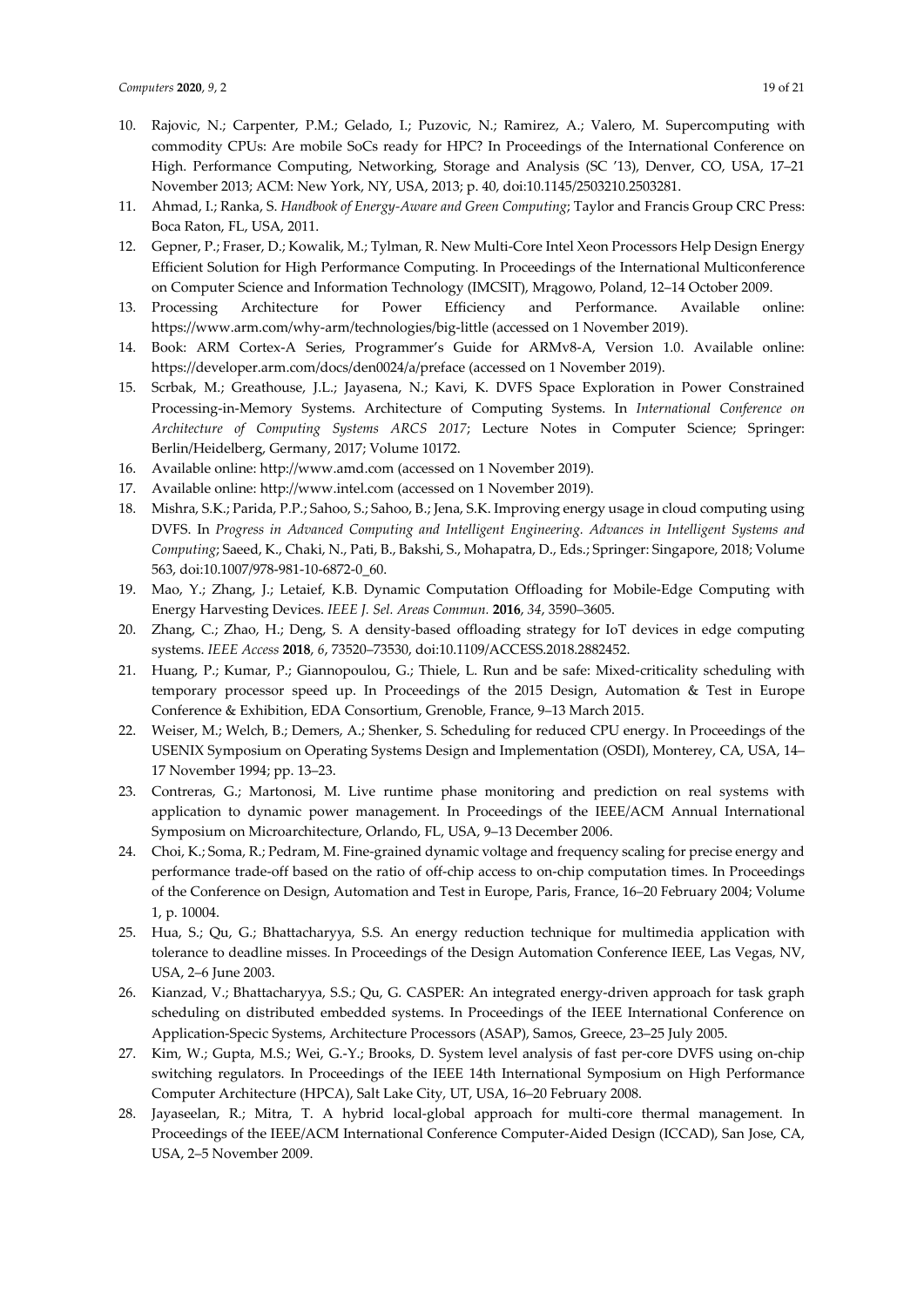10. Rajovic, N.; Carpenter, P.M.; Gelado, I.; Puzovic, N.; Ramirez, A.; Valero, M. Supercomputing with commodity CPUs: Are mobile SoCs ready for HPC? In Proceedings of the International Conference on High. Performance Computing, Networking, Storage and Analysis (SC '13), Denver, CO, USA, 17–21 November 2013; ACM: New York, NY, USA, 2013; p. 40, doi:10.1145/2503210.2503281.
11. Ahmad, I.; Ranka, S. *Handbook of Energy-Aware and Green Computing*; Taylor and Francis Group CRC Press: Boca Raton, FL, USA, 2011.
12. Gepner, P.; Fraser, D.; Kowalik, M.; Tylman, R. New Multi-Core Intel Xeon Processors Help Design Energy Efficient Solution for High Performance Computing. In Proceedings of the International Multiconference on Computer Science and Information Technology (IMCSIT), Mrągowo, Poland, 12–14 October 2009.
13. Processing Architecture for Power Efficiency and Performance. Available online: https://www.arm.com/why-arm/technologies/big-little (accessed on 1 November 2019).
14. Book: ARM Cortex-A Series, Programmer's Guide for ARMv8-A, Version 1.0. Available online: https://developer.arm.com/docs/den0024/a/preface (accessed on 1 November 2019).
15. Scrbak, M.; Greathouse, J.L.; Jayasena, N.; Kavi, K. DVFS Space Exploration in Power Constrained Processing-in-Memory Systems. Architecture of Computing Systems. In *International Conference on Architecture of Computing Systems ARCS 2017*; Lecture Notes in Computer Science; Springer: Berlin/Heidelberg, Germany, 2017; Volume 10172.
16. Available online: http://www.amd.com (accessed on 1 November 2019).
17. Available online: http://www.intel.com (accessed on 1 November 2019).
18. Mishra, S.K.; Parida, P.P.; Sahoo, S.; Sahoo, B.; Jena, S.K. Improving energy usage in cloud computing using DVFS. In *Progress in Advanced Computing and Intelligent Engineering. Advances in Intelligent Systems and Computing*; Saeed, K., Chaki, N., Pati, B., Bakshi, S., Mohapatra, D., Eds.; Springer: Singapore, 2018; Volume 563, doi:10.1007/978-981-10-6872-0_60.
19. Mao, Y.; Zhang, J.; Letaief, K.B. Dynamic Computation Offloading for Mobile-Edge Computing with Energy Harvesting Devices. *IEEE J. Sel. Areas Commun.* **2016**, *34*, 3590–3605.
20. Zhang, C.; Zhao, H.; Deng, S. A density-based offloading strategy for IoT devices in edge computing systems. *IEEE Access* **2018**, *6*, 73520–73530, doi:10.1109/ACCESS.2018.2882452.
21. Huang, P.; Kumar, P.; Giannopoulou, G.; Thiele, L. Run and be safe: Mixed-criticality scheduling with temporary processor speed up. In Proceedings of the 2015 Design, Automation & Test in Europe Conference & Exhibition, EDA Consortium, Grenoble, France, 9–13 March 2015.
22. Weiser, M.; Welch, B.; Demers, A.; Shenker, S. Scheduling for reduced CPU energy. In Proceedings of the USENIX Symposium on Operating Systems Design and Implementation (OSDI), Monterey, CA, USA, 14–17 November 1994; pp. 13–23.
23. Contreras, G.; Martonosi, M. Live runtime phase monitoring and prediction on real systems with application to dynamic power management. In Proceedings of the IEEE/ACM Annual International Symposium on Microarchitecture, Orlando, FL, USA, 9–13 December 2006.
24. Choi, K.; Soma, R.; Pedram, M. Fine-grained dynamic voltage and frequency scaling for precise energy and performance trade-off based on the ratio of off-chip access to on-chip computation times. In Proceedings of the Conference on Design, Automation and Test in Europe, Paris, France, 16–20 February 2004; Volume 1, p. 10004.
25. Hua, S.; Qu, G.; Bhattacharyya, S.S. An energy reduction technique for multimedia application with tolerance to deadline misses. In Proceedings of the Design Automation Conference IEEE, Las Vegas, NV, USA, 2–6 June 2003.
26. Kianzad, V.; Bhattacharyya, S.S.; Qu, G. CASPER: An integrated energy-driven approach for task graph scheduling on distributed embedded systems. In Proceedings of the IEEE International Conference on Application-Specic Systems, Architecture Processors (ASAP), Samos, Greece, 23–25 July 2005.
27. Kim, W.; Gupta, M.S.; Wei, G.-Y.; Brooks, D. System level analysis of fast per-core DVFS using on-chip switching regulators. In Proceedings of the IEEE 14th International Symposium on High Performance Computer Architecture (HPCA), Salt Lake City, UT, USA, 16–20 February 2008.
28. Jayaseelan, R.; Mitra, T. A hybrid local-global approach for multi-core thermal management. In Proceedings of the IEEE/ACM International Conference Computer-Aided Design (ICCAD), San Jose, CA, USA, 2–5 November 2009.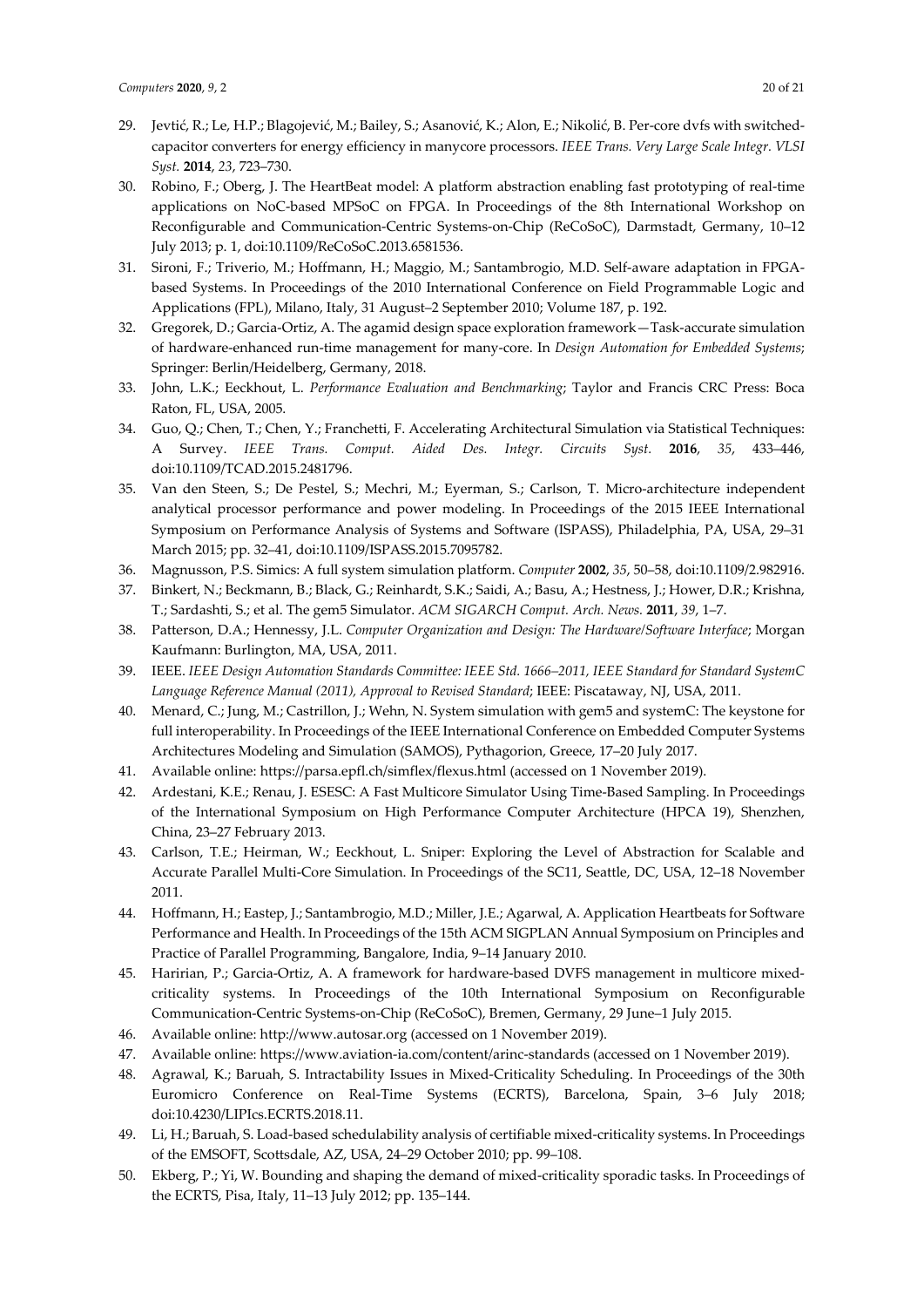29. Jevtić, R.; Le, H.P.; Blagojević, M.; Bailey, S.; Asanović, K.; Alon, E.; Nikolić, B. Per-core dvfs with switched-capacitor converters for energy efficiency in manycore processors. *IEEE Trans. Very Large Scale Integr. VLSI Syst.* **2014**, *23*, 723–730.
30. Robino, F.; Oberg, J. The HeartBeat model: A platform abstraction enabling fast prototyping of real-time applications on NoC-based MPSoC on FPGA. In Proceedings of the 8th International Workshop on Reconfigurable and Communication-Centric Systems-on-Chip (ReCoSoC), Darmstadt, Germany, 10–12 July 2013; p. 1, doi:10.1109/ReCoSoC.2013.6581536.
31. Sironi, F.; Triverio, M.; Hoffmann, H.; Maggio, M.; Santambrogio, M.D. Self-aware adaptation in FPGA-based Systems. In Proceedings of the 2010 International Conference on Field Programmable Logic and Applications (FPL), Milano, Italy, 31 August–2 September 2010; Volume 187, p. 192.
32. Gregorek, D.; Garcia-Ortiz, A. The agamid design space exploration framework—Task-accurate simulation of hardware-enhanced run-time management for many-core. In *Design Automation for Embedded Systems*; Springer: Berlin/Heidelberg, Germany, 2018.
33. John, L.K.; Eeckhout, L. *Performance Evaluation and Benchmarking*; Taylor and Francis CRC Press: Boca Raton, FL, USA, 2005.
34. Guo, Q.; Chen, T.; Chen, Y.; Franchetti, F. Accelerating Architectural Simulation via Statistical Techniques: A Survey. *IEEE Trans. Comput. Aided Des. Integr. Circuits Syst.* **2016**, *35*, 433–446, doi:10.1109/TCAD.2015.2481796.
35. Van den Steen, S.; De Pestel, S.; Mechri, M.; Eyerman, S.; Carlson, T. Micro-architecture independent analytical processor performance and power modeling. In Proceedings of the 2015 IEEE International Symposium on Performance Analysis of Systems and Software (ISPASS), Philadelphia, PA, USA, 29–31 March 2015; pp. 32–41, doi:10.1109/ISPASS.2015.7095782.
36. Magnusson, P.S. Simics: A full system simulation platform. *Computer* **2002**, *35*, 50–58, doi:10.1109/2.982916.
37. Binkert, N.; Beckmann, B.; Black, G.; Reinhardt, S.K.; Saidi, A.; Basu, A.; Hestness, J.; Hower, D.R.; Krishna, T.; Sardashti, S.; et al. The gem5 Simulator. *ACM SIGARCH Comput. Arch. News.* **2011**, *39*, 1–7.
38. Patterson, D.A.; Hennessy, J.L. *Computer Organization and Design: The Hardware/Software Interface*; Morgan Kaufmann: Burlington, MA, USA, 2011.
39. IEEE. *IEEE Design Automation Standards Committee: IEEE Std. 1666–2011, IEEE Standard for Standard SystemC Language Reference Manual (2011), Approval to Revised Standard*; IEEE: Piscataway, NJ, USA, 2011.
40. Menard, C.; Jung, M.; Castrillon, J.; Wehn, N. System simulation with gem5 and systemC: The keystone for full interoperability. In Proceedings of the IEEE International Conference on Embedded Computer Systems Architectures Modeling and Simulation (SAMOS), Pythagorion, Greece, 17–20 July 2017.
41. Available online: https://parsa.epfl.ch/simflex/flexus.html (accessed on 1 November 2019).
42. Ardestani, K.E.; Renau, J. ESESC: A Fast Multicore Simulator Using Time-Based Sampling. In Proceedings of the International Symposium on High Performance Computer Architecture (HPCA 19), Shenzhen, China, 23–27 February 2013.
43. Carlson, T.E.; Heirman, W.; Eeckhout, L. Sniper: Exploring the Level of Abstraction for Scalable and Accurate Parallel Multi-Core Simulation. In Proceedings of the SC11, Seattle, DC, USA, 12–18 November 2011.
44. Hoffmann, H.; Eastep, J.; Santambrogio, M.D.; Miller, J.E.; Agarwal, A. Application Heartbeats for Software Performance and Health. In Proceedings of the 15th ACM SIGPLAN Annual Symposium on Principles and Practice of Parallel Programming, Bangalore, India, 9–14 January 2010.
45. Haririan, P.; Garcia-Ortiz, A. A framework for hardware-based DVFS management in multicore mixed-criticality systems. In Proceedings of the 10th International Symposium on Reconfigurable Communication-Centric Systems-on-Chip (ReCoSoC), Bremen, Germany, 29 June–1 July 2015.
46. Available online: http://www.autosar.org (accessed on 1 November 2019).
47. Available online: https://www.aviation-ia.com/content/arinc-standards (accessed on 1 November 2019).
48. Agrawal, K.; Baruah, S. Intractability Issues in Mixed-Criticality Scheduling. In Proceedings of the 30th Euromicro Conference on Real-Time Systems (ECRTS), Barcelona, Spain, 3–6 July 2018; doi:10.4230/LIPIcs.ECRTS.2018.11.
49. Li, H.; Baruah, S. Load-based schedulability analysis of certifiable mixed-criticality systems. In Proceedings of the EMSOFT, Scottsdale, AZ, USA, 24–29 October 2010; pp. 99–108.
50. Ekberg, P.; Yi, W. Bounding and shaping the demand of mixed-criticality sporadic tasks. In Proceedings of the ECRTS, Pisa, Italy, 11–13 July 2012; pp. 135–144.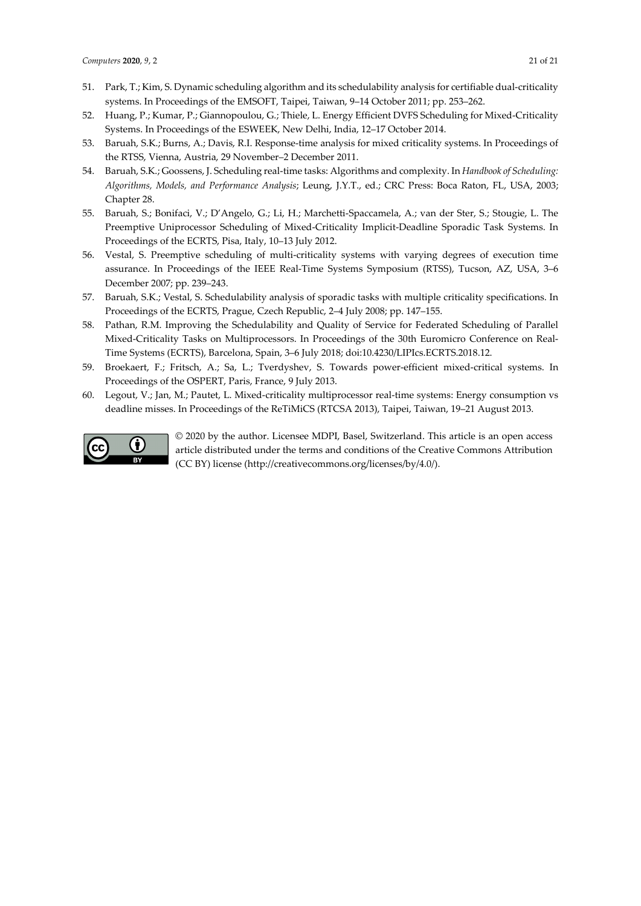51. Park, T.; Kim, S. Dynamic scheduling algorithm and its schedulability analysis for certifiable dual-criticality systems. In Proceedings of the EMSOFT, Taipei, Taiwan, 9–14 October 2011; pp. 253–262.
52. Huang, P.; Kumar, P.; Giannopoulou, G.; Thiele, L. Energy Efficient DVFS Scheduling for Mixed-Criticality Systems. In Proceedings of the ESWEEK, New Delhi, India, 12–17 October 2014.
53. Baruah, S.K.; Burns, A.; Davis, R.I. Response-time analysis for mixed criticality systems. In Proceedings of the RTSS, Vienna, Austria, 29 November–2 December 2011.
54. Baruah, S.K.; Goossens, J. Scheduling real-time tasks: Algorithms and complexity. In *Handbook of Scheduling: Algorithms, Models, and Performance Analysis*; Leung, J.Y.T., ed.; CRC Press: Boca Raton, FL, USA, 2003; Chapter 28.
55. Baruah, S.; Bonifaci, V.; D'Angelo, G.; Li, H.; Marchetti-Spaccamela, A.; van der Ster, S.; Stougie, L. The Preemptive Uniprocessor Scheduling of Mixed-Criticality Implicit-Deadline Sporadic Task Systems. In Proceedings of the ECRTS, Pisa, Italy, 10–13 July 2012.
56. Vestal, S. Preemptive scheduling of multi-criticality systems with varying degrees of execution time assurance. In Proceedings of the IEEE Real-Time Systems Symposium (RTSS), Tucson, AZ, USA, 3–6 December 2007; pp. 239–243.
57. Baruah, S.K.; Vestal, S. Schedulability analysis of sporadic tasks with multiple criticality specifications. In Proceedings of the ECRTS, Prague, Czech Republic, 2–4 July 2008; pp. 147–155.
58. Pathan, R.M. Improving the Schedulability and Quality of Service for Federated Scheduling of Parallel Mixed-Criticality Tasks on Multiprocessors. In Proceedings of the 30th Euromicro Conference on Real-Time Systems (ECRTS), Barcelona, Spain, 3–6 July 2018; doi:10.4230/LIPIcs.ECRTS.2018.12.
59. Broekaert, F.; Fritsch, A.; Sa, L.; Tverdyshev, S. Towards power-efficient mixed-critical systems. In Proceedings of the OSPERT, Paris, France, 9 July 2013.
60. Legout, V.; Jan, M.; Pautet, L. Mixed-criticality multiprocessor real-time systems: Energy consumption vs deadline misses. In Proceedings of the ReTiMiCS (RTCSA 2013), Taipei, Taiwan, 19–21 August 2013.

© 2020 by the author. Licensee MDPI, Basel, Switzerland. This article is an open access article distributed under the terms and conditions of the Creative Commons Attribution (CC BY) license (http://creativecommons.org/licenses/by/4.0/).